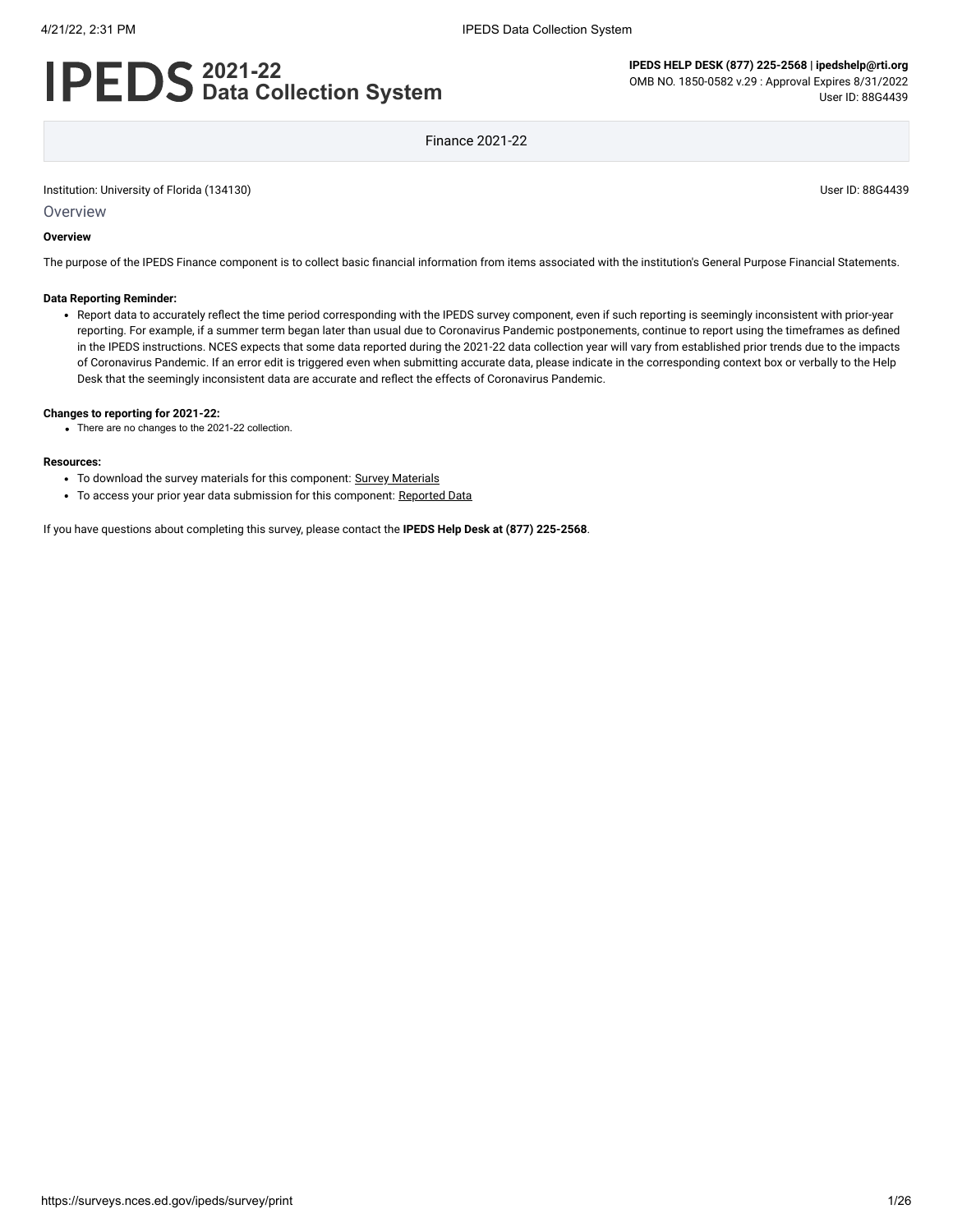# IPEDS 2021-22 Data Collection System

**IPEDS HELP DESK (877) 225-2568 | ipedshelp@rti.org**
OMB NO. 1850-0582 v.29 : Approval Expires 8/31/2022
User ID: 88G4439

Finance 2021-22

Institution: University of Florida (134130)

User ID: 88G4439

## Overview

**Overview**

The purpose of the IPEDS Finance component is to collect basic financial information from items associated with the institution's General Purpose Financial Statements.

**Data Reporting Reminder:**

- Report data to accurately reflect the time period corresponding with the IPEDS survey component, even if such reporting is seemingly inconsistent with prior-year reporting. For example, if a summer term began later than usual due to Coronavirus Pandemic postponements, continue to report using the timeframes as defined in the IPEDS instructions. NCES expects that some data reported during the 2021-22 data collection year will vary from established prior trends due to the impacts of Coronavirus Pandemic. If an error edit is triggered even when submitting accurate data, please indicate in the corresponding context box or verbally to the Help Desk that the seemingly inconsistent data are accurate and reflect the effects of Coronavirus Pandemic.

**Changes to reporting for 2021-22:**

- There are no changes to the 2021-22 collection.

**Resources:**

- To download the survey materials for this component: Survey Materials
- To access your prior year data submission for this component: Reported Data

If you have questions about completing this survey, please contact the **IPEDS Help Desk at (877) 225-2568**.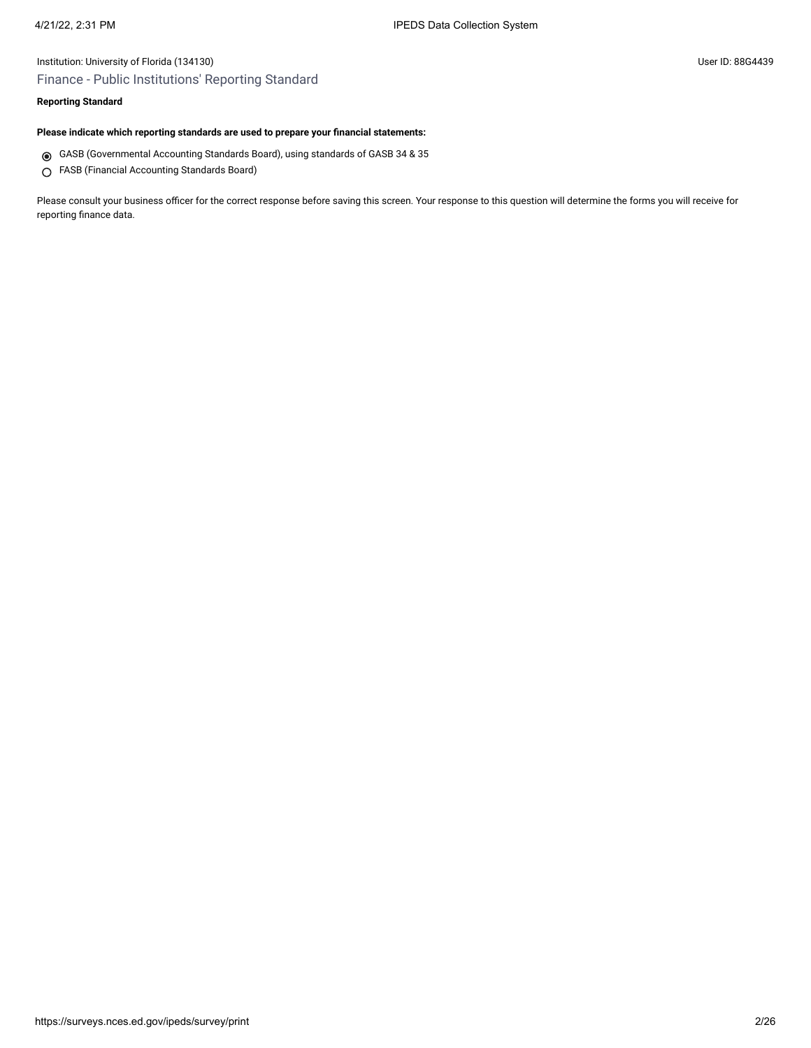Institution: University of Florida (134130)

User ID: 88G4439

## Finance - Public Institutions' Reporting Standard

**Reporting Standard**

**Please indicate which reporting standards are used to prepare your financial statements:**

- (◉) GASB (Governmental Accounting Standards Board), using standards of GASB 34 & 35
- ( ) FASB (Financial Accounting Standards Board)

Please consult your business officer for the correct response before saving this screen. Your response to this question will determine the forms you will receive for reporting finance data.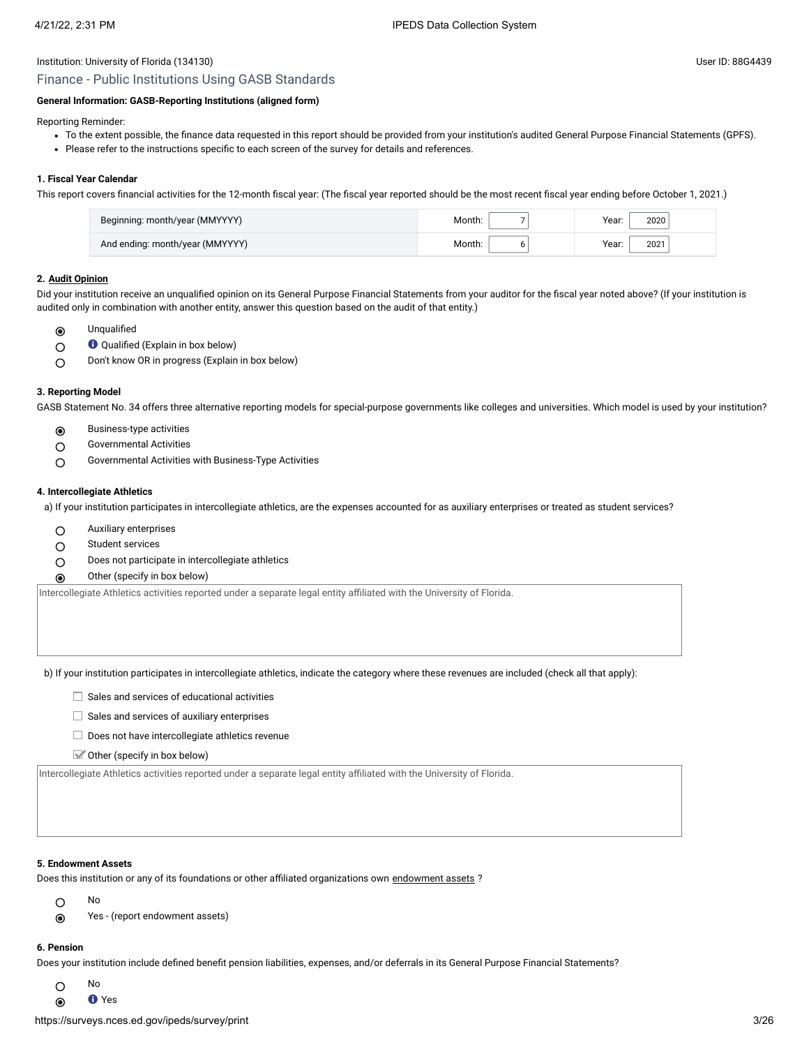Institution: University of Florida (134130)

User ID: 88G4439

## Finance - Public Institutions Using GASB Standards

**General Information: GASB-Reporting Institutions (aligned form)**

Reporting Reminder:

- To the extent possible, the finance data requested in this report should be provided from your institution's audited General Purpose Financial Statements (GPFS).
- Please refer to the instructions specific to each screen of the survey for details and references.

**1. Fiscal Year Calendar**

This report covers financial activities for the 12-month fiscal year: (The fiscal year reported should be the most recent fiscal year ending before October 1, 2021.)

| | | |
|---|---|---|
| Beginning: month/year (MMYYYY) | Month: 7 | Year: 2020 |
| And ending: month/year (MMYYYY) | Month: 6 | Year: 2021 |

**2. Audit Opinion**

Did your institution receive an unqualified opinion on its General Purpose Financial Statements from your auditor for the fiscal year noted above? (If your institution is audited only in combination with another entity, answer this question based on the audit of that entity.)

- (●) Unqualified
- ( ) Qualified (Explain in box below)
- ( ) Don't know OR in progress (Explain in box below)

**3. Reporting Model**

GASB Statement No. 34 offers three alternative reporting models for special-purpose governments like colleges and universities. Which model is used by your institution?

- (●) Business-type activities
- ( ) Governmental Activities
- ( ) Governmental Activities with Business-Type Activities

**4. Intercollegiate Athletics**

a) If your institution participates in intercollegiate athletics, are the expenses accounted for as auxiliary enterprises or treated as student services?

- ( ) Auxiliary enterprises
- ( ) Student services
- ( ) Does not participate in intercollegiate athletics
- (●) Other (specify in box below)

Intercollegiate Athletics activities reported under a separate legal entity affiliated with the University of Florida.

b) If your institution participates in intercollegiate athletics, indicate the category where these revenues are included (check all that apply):

- [ ] Sales and services of educational activities
- [ ] Sales and services of auxiliary enterprises
- [ ] Does not have intercollegiate athletics revenue
- [x] Other (specify in box below)

Intercollegiate Athletics activities reported under a separate legal entity affiliated with the University of Florida.

**5. Endowment Assets**

Does this institution or any of its foundations or other affiliated organizations own endowment assets ?

- ( ) No
- (●) Yes - (report endowment assets)

**6. Pension**

Does your institution include defined benefit pension liabilities, expenses, and/or deferrals in its General Purpose Financial Statements?

- ( ) No
- (●) Yes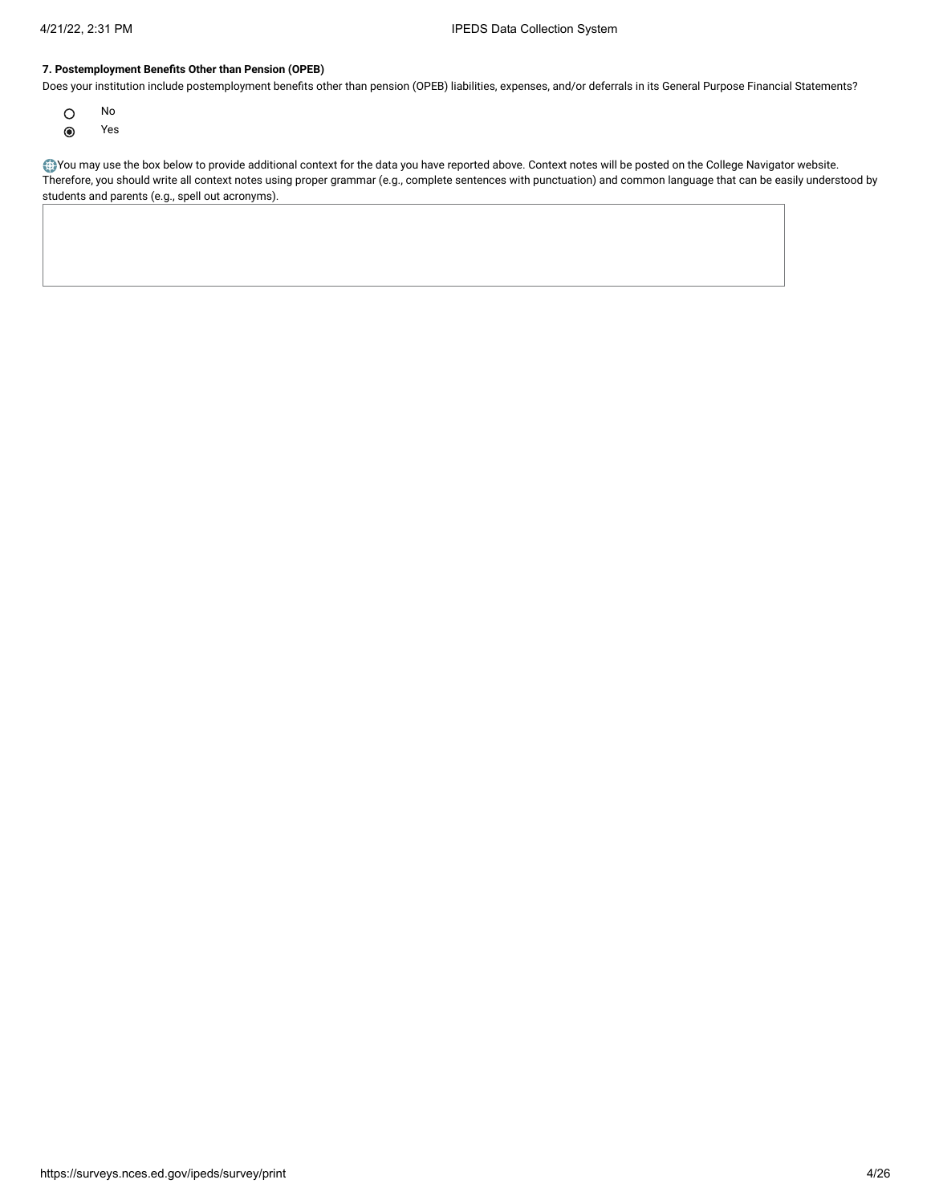**7. Postemployment Benefits Other than Pension (OPEB)**

Does your institution include postemployment benefits other than pension (OPEB) liabilities, expenses, and/or deferrals in its General Purpose Financial Statements?

- ○ No
- ◉ Yes

You may use the box below to provide additional context for the data you have reported above. Context notes will be posted on the College Navigator website. Therefore, you should write all context notes using proper grammar (e.g., complete sentences with punctuation) and common language that can be easily understood by students and parents (e.g., spell out acronyms).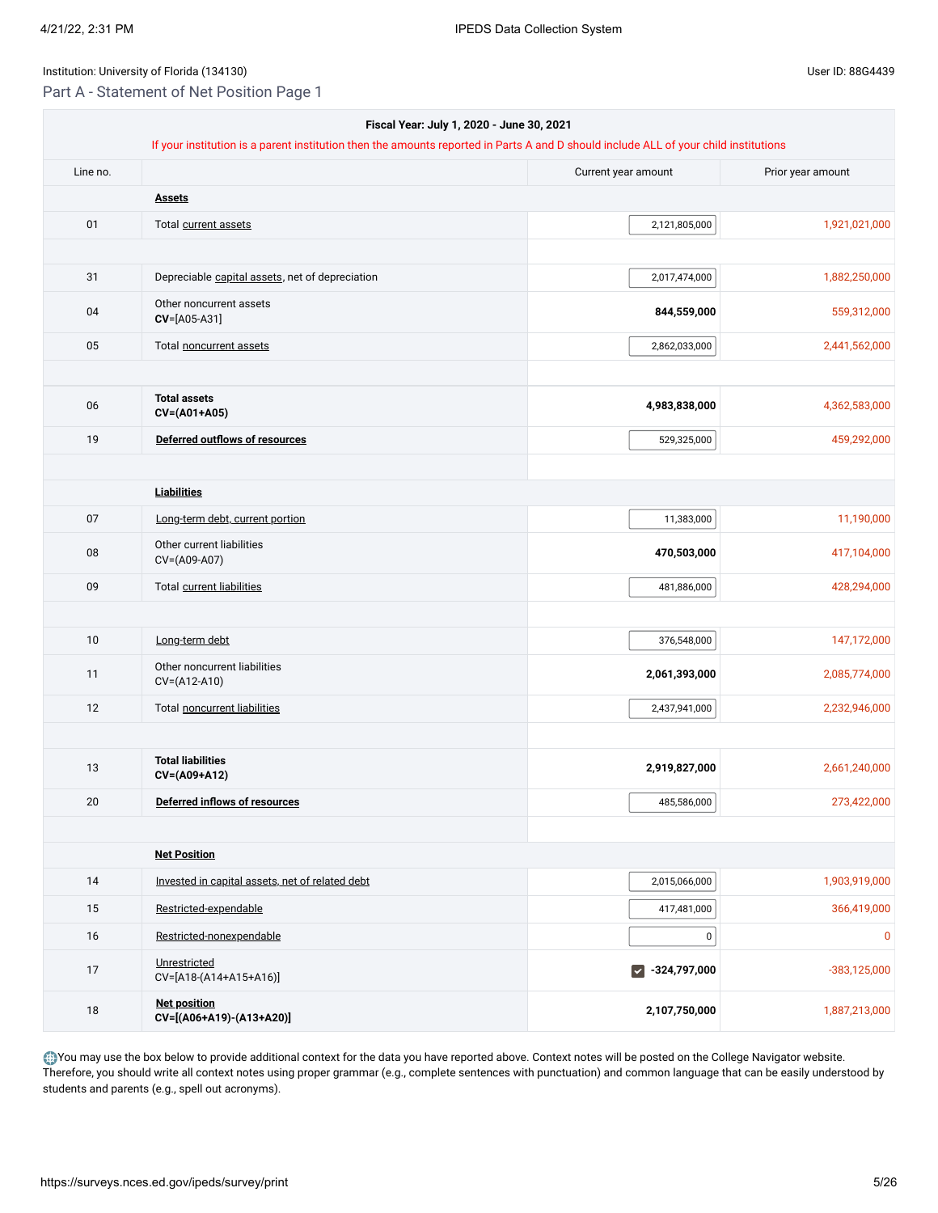Institution: University of Florida (134130)

User ID: 88G4439

## Part A - Statement of Net Position Page 1

**Fiscal Year: July 1, 2020 - June 30, 2021**

If your institution is a parent institution then the amounts reported in Parts A and D should include ALL of your child institutions

| Line no. | | Current year amount | Prior year amount |
|---|---|---|---|
| | **Assets** | | |
| 01 | Total current assets | 2,121,805,000 | 1,921,021,000 |
| | | | |
| 31 | Depreciable capital assets, net of depreciation | 2,017,474,000 | 1,882,250,000 |
| 04 | Other noncurrent assets **CV**=[A05-A31] | **844,559,000** | 559,312,000 |
| 05 | Total noncurrent assets | 2,862,033,000 | 2,441,562,000 |
| | | | |
| 06 | **Total assets CV=(A01+A05)** | **4,983,838,000** | 4,362,583,000 |
| 19 | **Deferred outflows of resources** | 529,325,000 | 459,292,000 |
| | | | |
| | **Liabilities** | | |
| 07 | Long-term debt, current portion | 11,383,000 | 11,190,000 |
| 08 | Other current liabilities CV=(A09-A07) | **470,503,000** | 417,104,000 |
| 09 | Total current liabilities | 481,886,000 | 428,294,000 |
| | | | |
| 10 | Long-term debt | 376,548,000 | 147,172,000 |
| 11 | Other noncurrent liabilities CV=(A12-A10) | **2,061,393,000** | 2,085,774,000 |
| 12 | Total noncurrent liabilities | 2,437,941,000 | 2,232,946,000 |
| | | | |
| 13 | **Total liabilities CV=(A09+A12)** | **2,919,827,000** | 2,661,240,000 |
| 20 | **Deferred inflows of resources** | 485,586,000 | 273,422,000 |
| | | | |
| | **Net Position** | | |
| 14 | Invested in capital assets, net of related debt | 2,015,066,000 | 1,903,919,000 |
| 15 | Restricted-expendable | 417,481,000 | 366,419,000 |
| 16 | Restricted-nonexpendable | 0 | 0 |
| 17 | Unrestricted CV=[A18-(A14+A15+A16)] | ☑ **-324,797,000** | -383,125,000 |
| 18 | **Net position CV=[(A06+A19)-(A13+A20)]** | **2,107,750,000** | 1,887,213,000 |

You may use the box below to provide additional context for the data you have reported above. Context notes will be posted on the College Navigator website. Therefore, you should write all context notes using proper grammar (e.g., complete sentences with punctuation) and common language that can be easily understood by students and parents (e.g., spell out acronyms).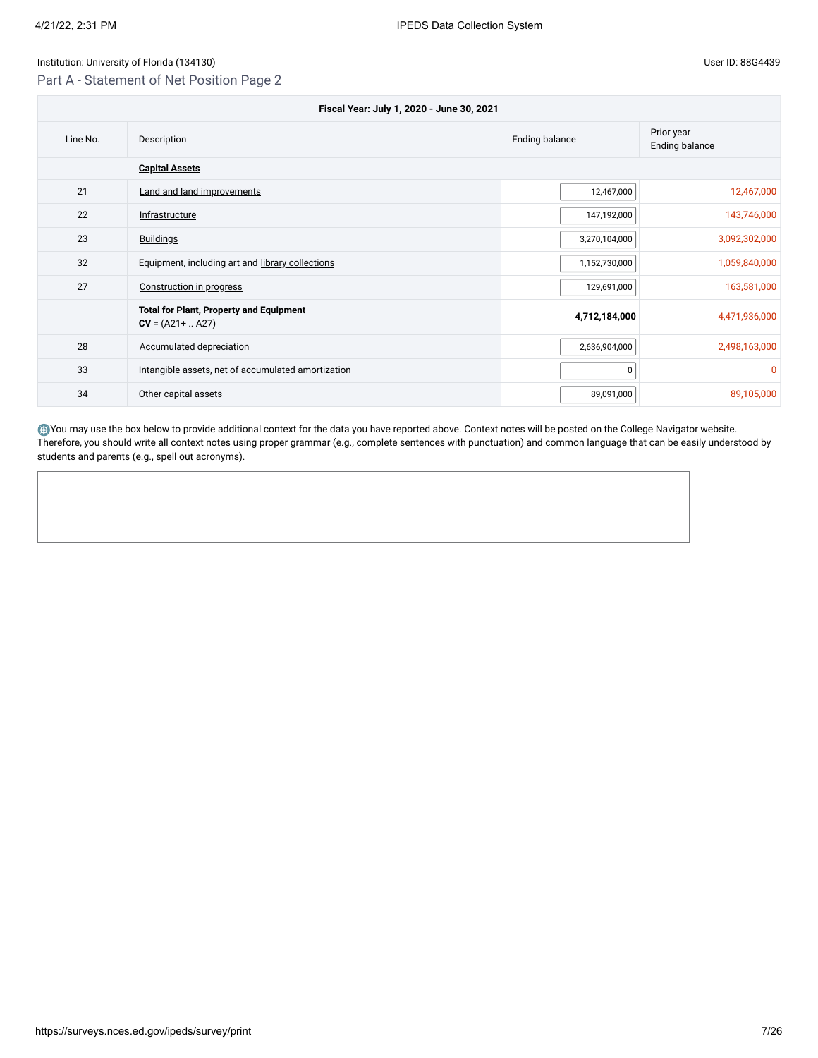Institution: University of Florida (134130)

User ID: 88G4439

## Part A - Statement of Net Position Page 2

| Fiscal Year: July 1, 2020 - June 30, 2021 | | | |
|---|---|---|---|
| Line No. | Description | Ending balance | Prior year Ending balance |
| | **Capital Assets** | | |
| 21 | Land and land improvements | 12,467,000 | 12,467,000 |
| 22 | Infrastructure | 147,192,000 | 143,746,000 |
| 23 | Buildings | 3,270,104,000 | 3,092,302,000 |
| 32 | Equipment, including art and library collections | 1,152,730,000 | 1,059,840,000 |
| 27 | Construction in progress | 129,691,000 | 163,581,000 |
| | **Total for Plant, Property and Equipment** **CV** = (A21+ .. A27) | **4,712,184,000** | 4,471,936,000 |
| 28 | Accumulated depreciation | 2,636,904,000 | 2,498,163,000 |
| 33 | Intangible assets, net of accumulated amortization | 0 | 0 |
| 34 | Other capital assets | 89,091,000 | 89,105,000 |

You may use the box below to provide additional context for the data you have reported above. Context notes will be posted on the College Navigator website. Therefore, you should write all context notes using proper grammar (e.g., complete sentences with punctuation) and common language that can be easily understood by students and parents (e.g., spell out acronyms).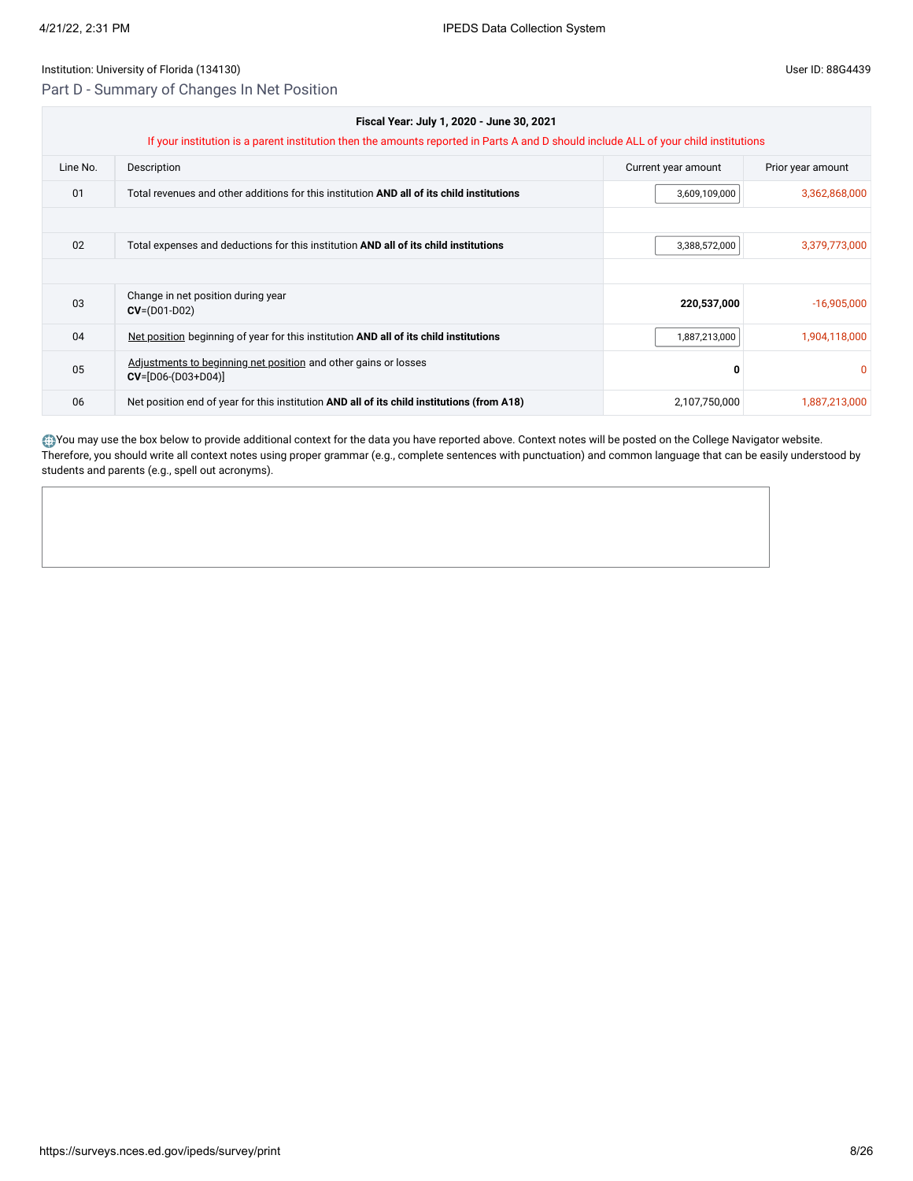Institution: University of Florida (134130)

User ID: 88G4439

## Part D - Summary of Changes In Net Position

| Fiscal Year: July 1, 2020 - June 30, 2021 | | | |
|---|---|---|---|
| If your institution is a parent institution then the amounts reported in Parts A and D should include ALL of your child institutions | | | |
| **Line No.** | **Description** | **Current year amount** | **Prior year amount** |
| 01 | Total revenues and other additions for this institution **AND all of its child institutions** | 3,609,109,000 | 3,362,868,000 |
| 02 | Total expenses and deductions for this institution **AND all of its child institutions** | 3,388,572,000 | 3,379,773,000 |
| 03 | Change in net position during year **CV**=(D01-D02) | **220,537,000** | -16,905,000 |
| 04 | Net position beginning of year for this institution **AND all of its child institutions** | 1,887,213,000 | 1,904,118,000 |
| 05 | Adjustments to beginning net position and other gains or losses **CV**=[D06-(D03+D04)] | **0** | 0 |
| 06 | Net position end of year for this institution **AND all of its child institutions (from A18)** | 2,107,750,000 | 1,887,213,000 |

You may use the box below to provide additional context for the data you have reported above. Context notes will be posted on the College Navigator website. Therefore, you should write all context notes using proper grammar (e.g., complete sentences with punctuation) and common language that can be easily understood by students and parents (e.g., spell out acronyms).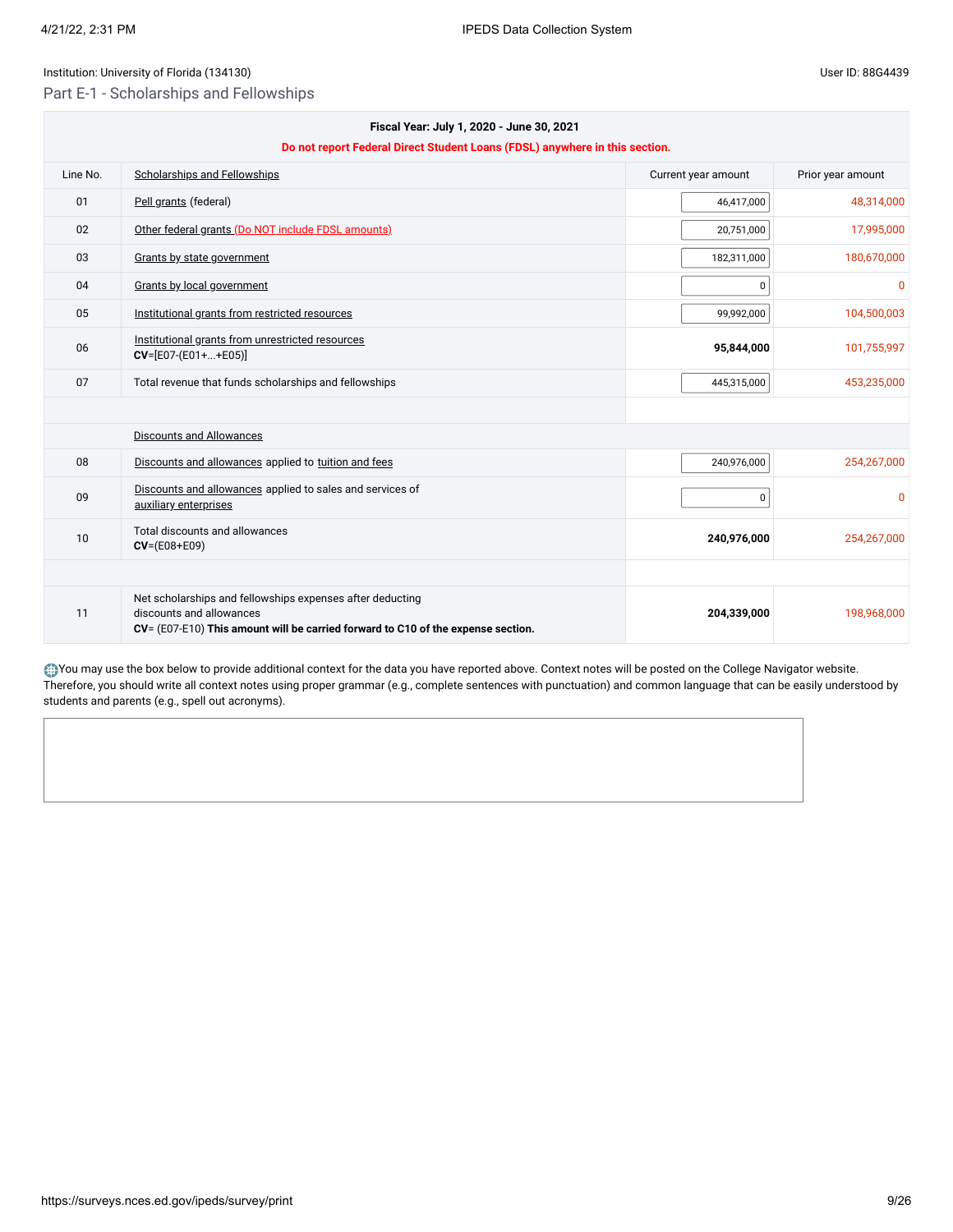Institution: University of Florida (134130)

User ID: 88G4439

## Part E-1 - Scholarships and Fellowships

| | Fiscal Year: July 1, 2020 - June 30, 2021 | | |
|---|---|---|---|
| | **Do not report Federal Direct Student Loans (FDSL) anywhere in this section.** | | |
| Line No. | Scholarships and Fellowships | Current year amount | Prior year amount |
| 01 | Pell grants (federal) | 46,417,000 | 48,314,000 |
| 02 | Other federal grants (Do NOT include FDSL amounts) | 20,751,000 | 17,995,000 |
| 03 | Grants by state government | 182,311,000 | 180,670,000 |
| 04 | Grants by local government | 0 | 0 |
| 05 | Institutional grants from restricted resources | 99,992,000 | 104,500,003 |
| 06 | Institutional grants from unrestricted resources **CV**=[E07-(E01+...+E05)] | **95,844,000** | 101,755,997 |
| 07 | Total revenue that funds scholarships and fellowships | 445,315,000 | 453,235,000 |
| | | | |
| | Discounts and Allowances | | |
| 08 | Discounts and allowances applied to tuition and fees | 240,976,000 | 254,267,000 |
| 09 | Discounts and allowances applied to sales and services of auxiliary enterprises | 0 | 0 |
| 10 | Total discounts and allowances **CV**=(E08+E09) | **240,976,000** | 254,267,000 |
| | | | |
| 11 | Net scholarships and fellowships expenses after deducting discounts and allowances **CV**= (E07-E10) **This amount will be carried forward to C10 of the expense section.** | **204,339,000** | 198,968,000 |

You may use the box below to provide additional context for the data you have reported above. Context notes will be posted on the College Navigator website. Therefore, you should write all context notes using proper grammar (e.g., complete sentences with punctuation) and common language that can be easily understood by students and parents (e.g., spell out acronyms).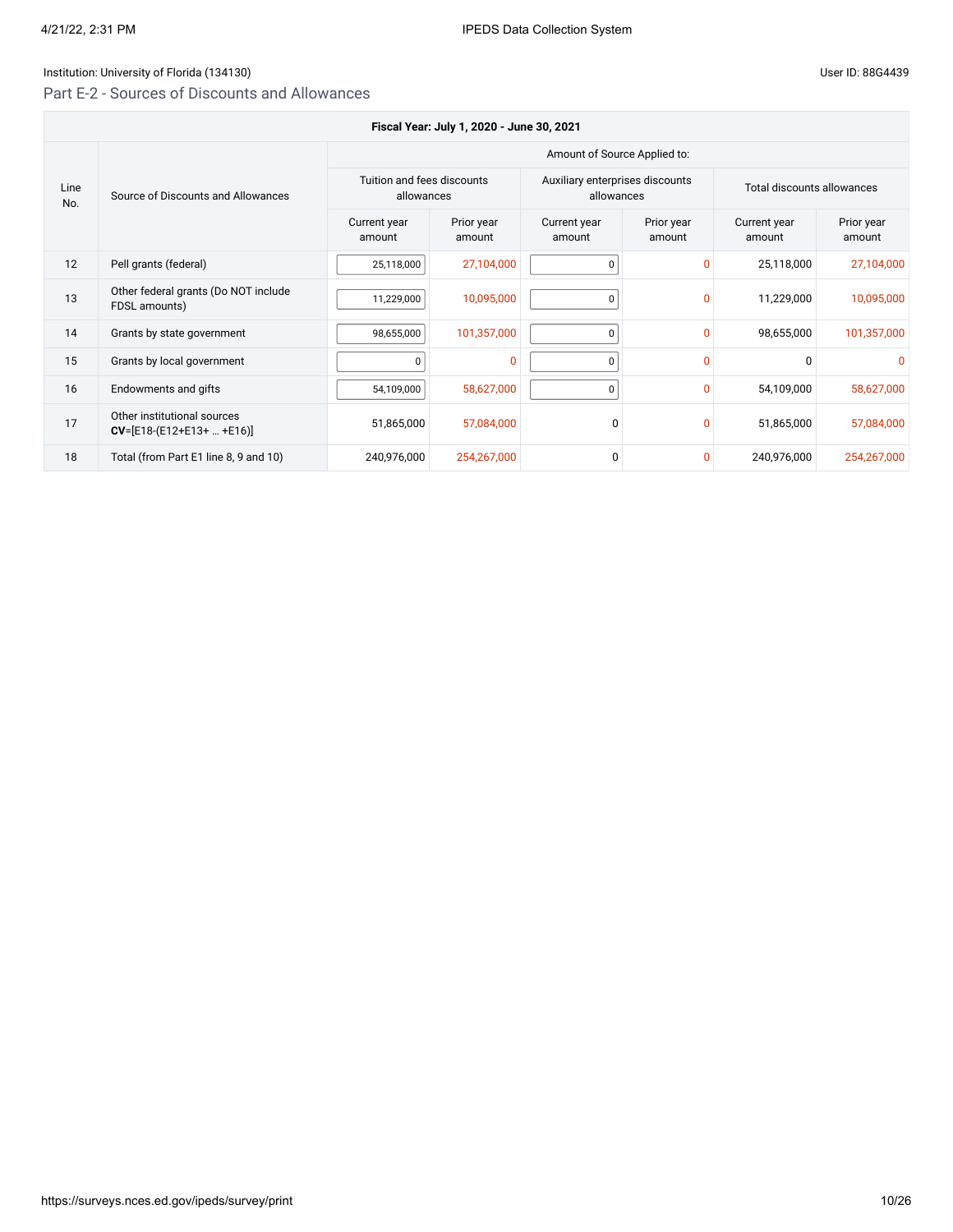Institution: University of Florida (134130)

User ID: 88G4439

## Part E-2 - Sources of Discounts and Allowances

| Fiscal Year: July 1, 2020 - June 30, 2021 | | | | | | | | |
|---|---|---|---|---|---|---|---|---|
| | | Amount of Source Applied to: | | | | | | |
| Line No. | Source of Discounts and Allowances | Tuition and fees discounts allowances | | Auxiliary enterprises discounts allowances | | Total discounts allowances | | |
| | | Current year amount | Prior year amount | Current year amount | Prior year amount | Current year amount | Prior year amount | |
| 12 | Pell grants (federal) | 25,118,000 | 27,104,000 | 0 | 0 | 25,118,000 | 27,104,000 | |
| 13 | Other federal grants (Do NOT include FDSL amounts) | 11,229,000 | 10,095,000 | 0 | 0 | 11,229,000 | 10,095,000 | |
| 14 | Grants by state government | 98,655,000 | 101,357,000 | 0 | 0 | 98,655,000 | 101,357,000 | |
| 15 | Grants by local government | 0 | 0 | 0 | 0 | 0 | 0 | |
| 16 | Endowments and gifts | 54,109,000 | 58,627,000 | 0 | 0 | 54,109,000 | 58,627,000 | |
| 17 | Other institutional sources **CV**=[E18-(E12+E13+ … +E16)] | 51,865,000 | 57,084,000 | 0 | 0 | 51,865,000 | 57,084,000 | |
| 18 | Total (from Part E1 line 8, 9 and 10) | 240,976,000 | 254,267,000 | 0 | 0 | 240,976,000 | 254,267,000 | |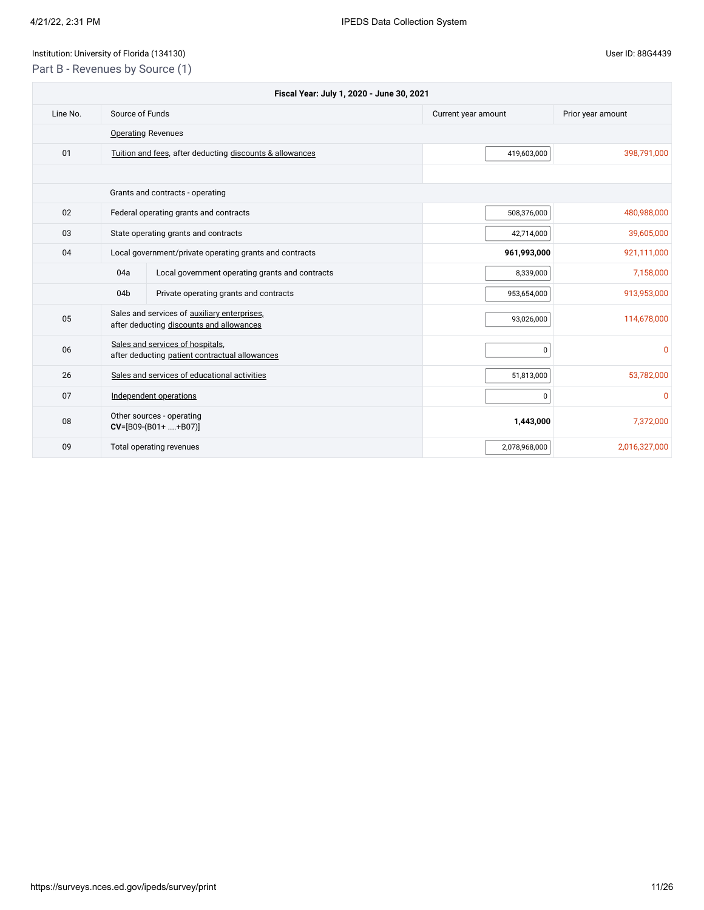Institution: University of Florida (134130)

User ID: 88G4439

## Part B - Revenues by Source (1)

| Fiscal Year: July 1, 2020 - June 30, 2021 | | | |
|---|---|---|---|
| Line No. | Source of Funds | Current year amount | Prior year amount |
| | Operating Revenues | | |
| 01 | Tuition and fees, after deducting discounts & allowances | 419,603,000 | 398,791,000 |
| | | | |
| | Grants and contracts - operating | | |
| 02 | Federal operating grants and contracts | 508,376,000 | 480,988,000 |
| 03 | State operating grants and contracts | 42,714,000 | 39,605,000 |
| 04 | Local government/private operating grants and contracts | **961,993,000** | 921,111,000 |
| 04a | Local government operating grants and contracts | 8,339,000 | 7,158,000 |
| 04b | Private operating grants and contracts | 953,654,000 | 913,953,000 |
| 05 | Sales and services of auxiliary enterprises, after deducting discounts and allowances | 93,026,000 | 114,678,000 |
| 06 | Sales and services of hospitals, after deducting patient contractual allowances | 0 | 0 |
| 26 | Sales and services of educational activities | 51,813,000 | 53,782,000 |
| 07 | Independent operations | 0 | 0 |
| 08 | Other sources - operating **CV**=[B09-(B01+ ....+B07)] | **1,443,000** | 7,372,000 |
| 09 | Total operating revenues | 2,078,968,000 | 2,016,327,000 |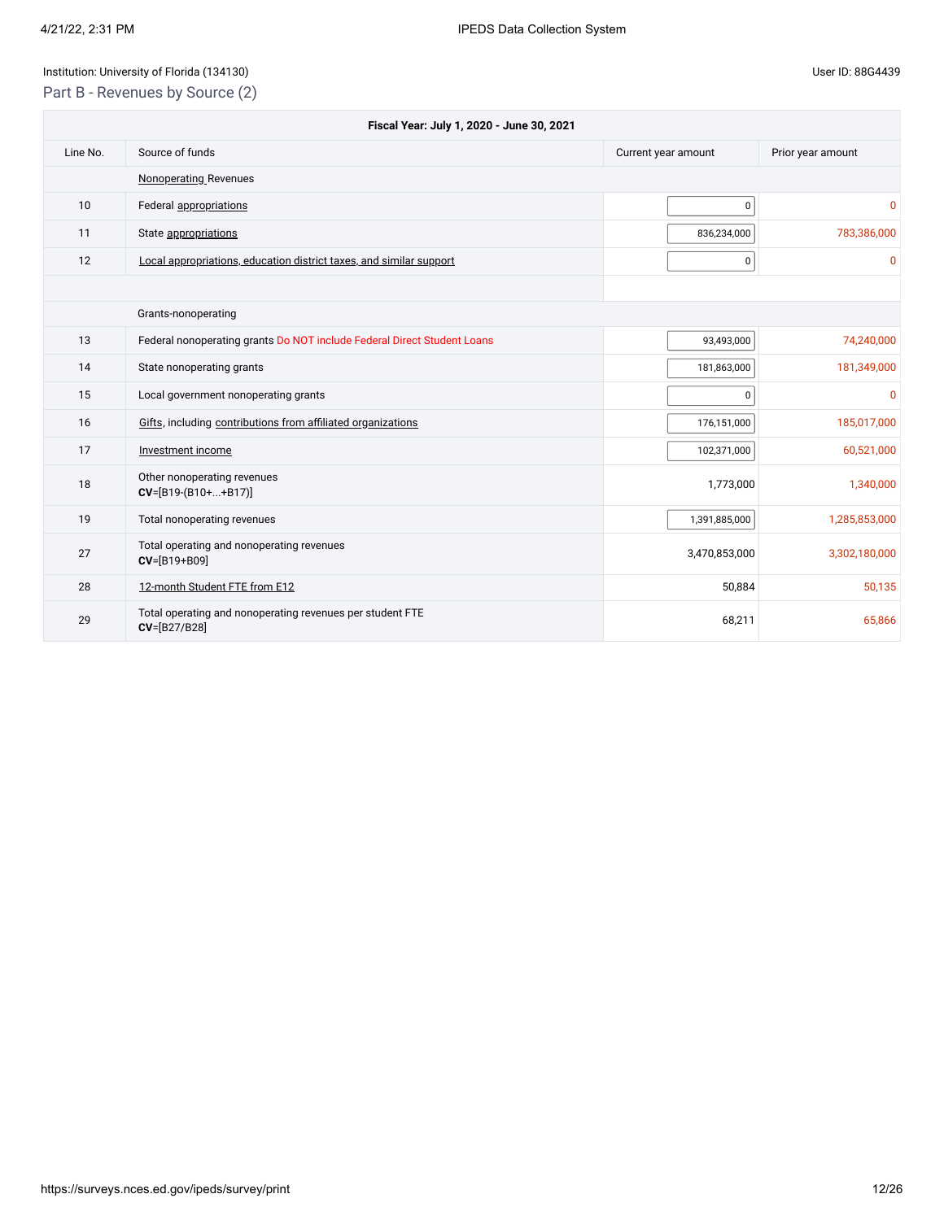Institution: University of Florida (134130)

User ID: 88G4439

## Part B - Revenues by Source (2)

| Fiscal Year: July 1, 2020 - June 30, 2021 | | | |
|---|---|---|---|
| Line No. | Source of funds | Current year amount | Prior year amount |
| | Nonoperating Revenues | | |
| 10 | Federal appropriations | 0 | 0 |
| 11 | State appropriations | 836,234,000 | 783,386,000 |
| 12 | Local appropriations, education district taxes, and similar support | 0 | 0 |
| | | | |
| | Grants-nonoperating | | |
| 13 | Federal nonoperating grants Do NOT include Federal Direct Student Loans | 93,493,000 | 74,240,000 |
| 14 | State nonoperating grants | 181,863,000 | 181,349,000 |
| 15 | Local government nonoperating grants | 0 | 0 |
| 16 | Gifts, including contributions from affiliated organizations | 176,151,000 | 185,017,000 |
| 17 | Investment income | 102,371,000 | 60,521,000 |
| 18 | Other nonoperating revenues **CV**=[B19-(B10+...+B17)] | 1,773,000 | 1,340,000 |
| 19 | Total nonoperating revenues | 1,391,885,000 | 1,285,853,000 |
| 27 | Total operating and nonoperating revenues **CV**=[B19+B09] | 3,470,853,000 | 3,302,180,000 |
| 28 | 12-month Student FTE from E12 | 50,884 | 50,135 |
| 29 | Total operating and nonoperating revenues per student FTE **CV**=[B27/B28] | 68,211 | 65,866 |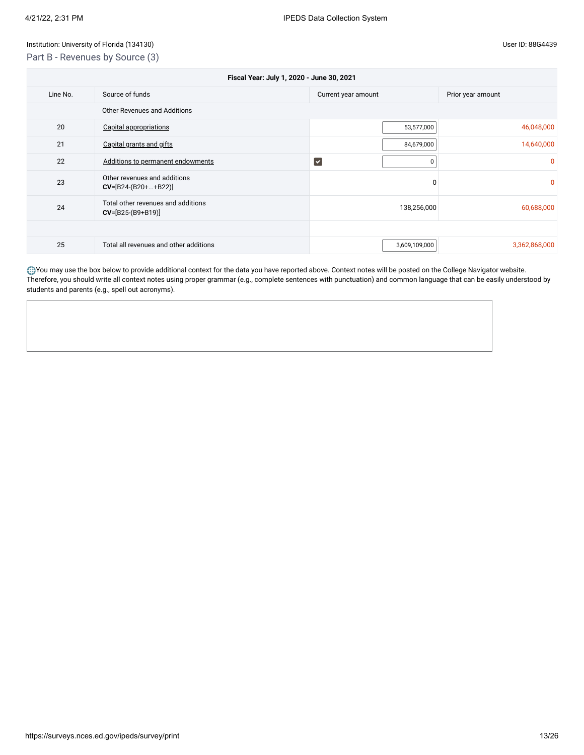Institution: University of Florida (134130)

User ID: 88G4439

## Part B - Revenues by Source (3)

| Fiscal Year: July 1, 2020 - June 30, 2021 | | | |
|---|---|---|---|
| Line No. | Source of funds | Current year amount | Prior year amount |
| | Other Revenues and Additions | | |
| 20 | Capital appropriations | 53,577,000 | 46,048,000 |
| 21 | Capital grants and gifts | 84,679,000 | 14,640,000 |
| 22 | Additions to permanent endowments | ☑ 0 | 0 |
| 23 | Other revenues and additions **CV**=[B24-(B20+...+B22)] | 0 | 0 |
| 24 | Total other revenues and additions **CV**=[B25-(B9+B19)] | 138,256,000 | 60,688,000 |
| | | | |
| 25 | Total all revenues and other additions | 3,609,109,000 | 3,362,868,000 |

You may use the box below to provide additional context for the data you have reported above. Context notes will be posted on the College Navigator website. Therefore, you should write all context notes using proper grammar (e.g., complete sentences with punctuation) and common language that can be easily understood by students and parents (e.g., spell out acronyms).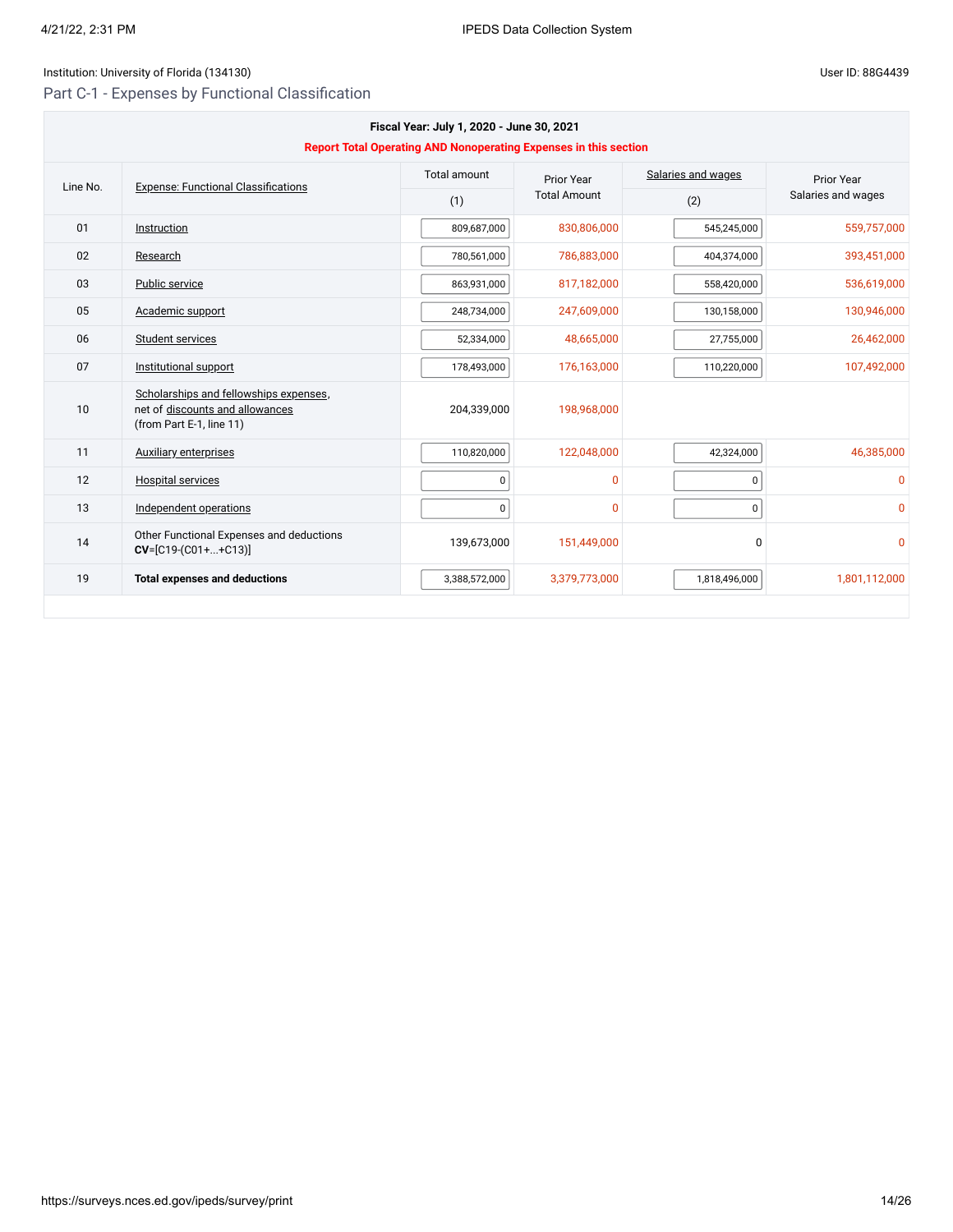Institution: University of Florida (134130)

User ID: 88G4439

## Part C-1 - Expenses by Functional Classification

**Fiscal Year: July 1, 2020 - June 30, 2021**

**Report Total Operating AND Nonoperating Expenses in this section**

| Line No. | Expense: Functional Classifications | Total amount (1) | Prior Year Total Amount | Salaries and wages (2) | Prior Year Salaries and wages |
|---|---|---|---|---|---|
| 01 | Instruction | 809,687,000 | 830,806,000 | 545,245,000 | 559,757,000 |
| 02 | Research | 780,561,000 | 786,883,000 | 404,374,000 | 393,451,000 |
| 03 | Public service | 863,931,000 | 817,182,000 | 558,420,000 | 536,619,000 |
| 05 | Academic support | 248,734,000 | 247,609,000 | 130,158,000 | 130,946,000 |
| 06 | Student services | 52,334,000 | 48,665,000 | 27,755,000 | 26,462,000 |
| 07 | Institutional support | 178,493,000 | 176,163,000 | 110,220,000 | 107,492,000 |
| 10 | Scholarships and fellowships expenses, net of discounts and allowances (from Part E-1, line 11) | 204,339,000 | 198,968,000 | | |
| 11 | Auxiliary enterprises | 110,820,000 | 122,048,000 | 42,324,000 | 46,385,000 |
| 12 | Hospital services | 0 | 0 | 0 | 0 |
| 13 | Independent operations | 0 | 0 | 0 | 0 |
| 14 | Other Functional Expenses and deductions **CV**=[C19-(C01+...+C13)] | 139,673,000 | 151,449,000 | 0 | 0 |
| 19 | **Total expenses and deductions** | 3,388,572,000 | 3,379,773,000 | 1,818,496,000 | 1,801,112,000 |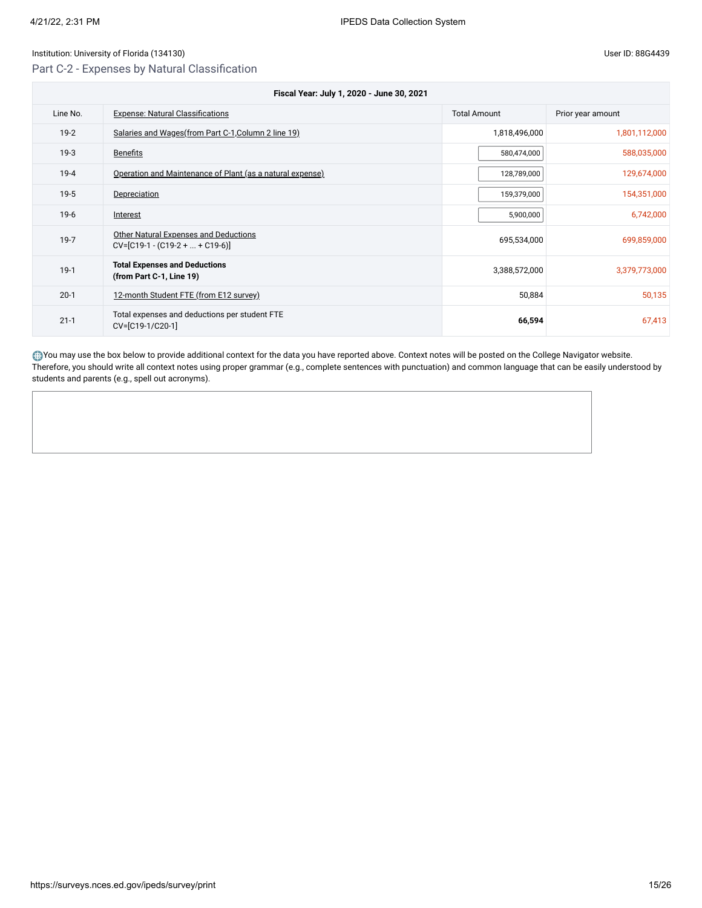Institution: University of Florida (134130)

User ID: 88G4439

## Part C-2 - Expenses by Natural Classification

| Fiscal Year: July 1, 2020 - June 30, 2021 | | | |
|---|---|---|---|
| Line No. | Expense: Natural Classifications | Total Amount | Prior year amount |
| 19-2 | Salaries and Wages(from Part C-1,Column 2 line 19) | 1,818,496,000 | 1,801,112,000 |
| 19-3 | Benefits | 580,474,000 | 588,035,000 |
| 19-4 | Operation and Maintenance of Plant (as a natural expense) | 128,789,000 | 129,674,000 |
| 19-5 | Depreciation | 159,379,000 | 154,351,000 |
| 19-6 | Interest | 5,900,000 | 6,742,000 |
| 19-7 | Other Natural Expenses and Deductions CV=[C19-1 - (C19-2 + ... + C19-6)] | 695,534,000 | 699,859,000 |
| 19-1 | **Total Expenses and Deductions (from Part C-1, Line 19)** | 3,388,572,000 | 3,379,773,000 |
| 20-1 | 12-month Student FTE (from E12 survey) | 50,884 | 50,135 |
| 21-1 | Total expenses and deductions per student FTE CV=[C19-1/C20-1] | **66,594** | 67,413 |

You may use the box below to provide additional context for the data you have reported above. Context notes will be posted on the College Navigator website. Therefore, you should write all context notes using proper grammar (e.g., complete sentences with punctuation) and common language that can be easily understood by students and parents (e.g., spell out acronyms).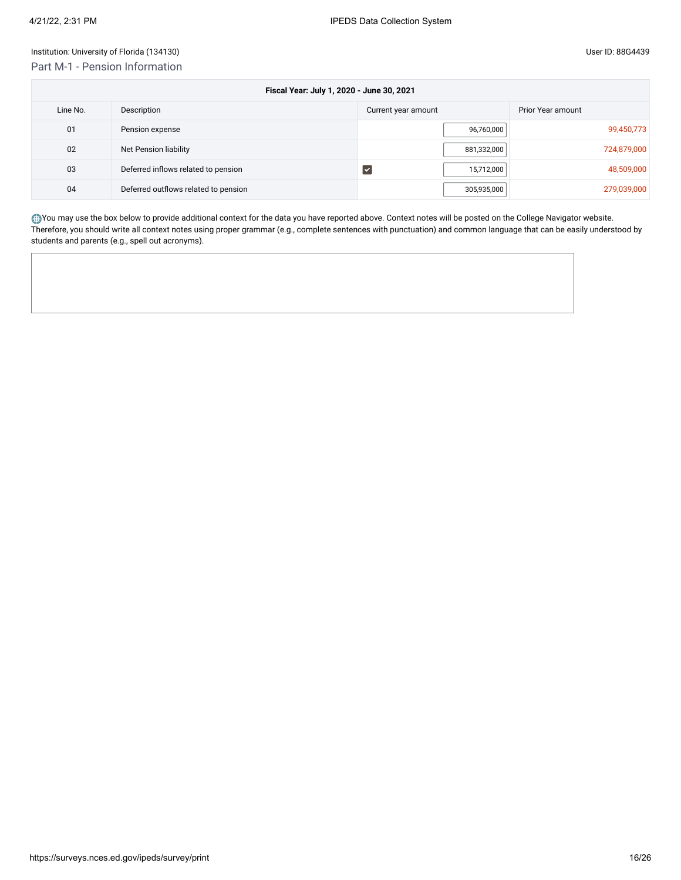Institution: University of Florida (134130)

User ID: 88G4439

## Part M-1 - Pension Information

| Fiscal Year: July 1, 2020 - June 30, 2021 | | | | |
|---|---|---|---|---|
| Line No. | Description | | Current year amount | Prior Year amount |
| 01 | Pension expense | | 96,760,000 | 99,450,773 |
| 02 | Net Pension liability | | 881,332,000 | 724,879,000 |
| 03 | Deferred inflows related to pension | ☑ | 15,712,000 | 48,509,000 |
| 04 | Deferred outflows related to pension | | 305,935,000 | 279,039,000 |

You may use the box below to provide additional context for the data you have reported above. Context notes will be posted on the College Navigator website. Therefore, you should write all context notes using proper grammar (e.g., complete sentences with punctuation) and common language that can be easily understood by students and parents (e.g., spell out acronyms).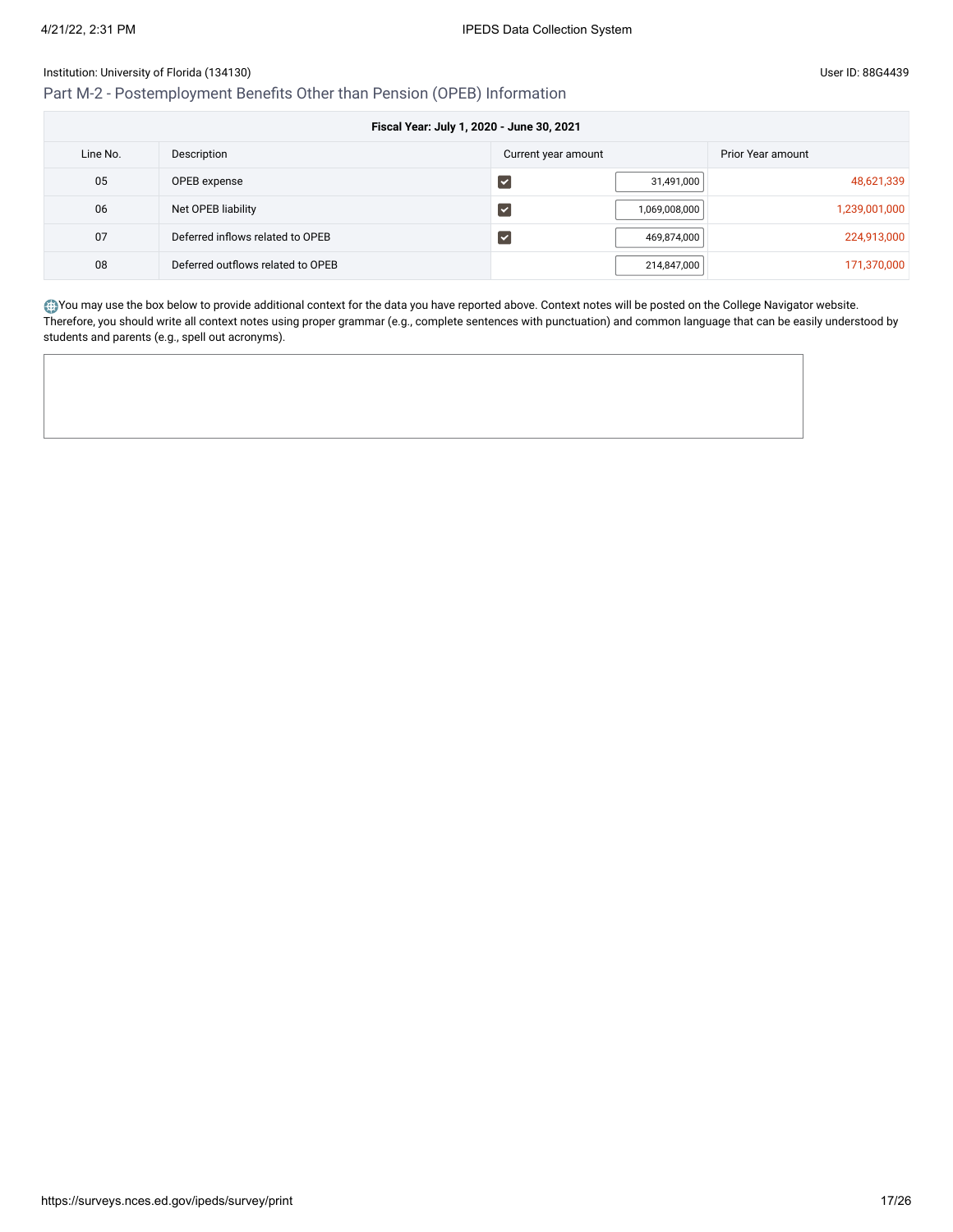Institution: University of Florida (134130)

User ID: 88G4439

## Part M-2 - Postemployment Benefits Other than Pension (OPEB) Information

| Fiscal Year: July 1, 2020 - June 30, 2021 | | | |
|---|---|---|---|
| Line No. | Description | Current year amount | Prior Year amount |
| 05 | OPEB expense | ☑ 31,491,000 | 48,621,339 |
| 06 | Net OPEB liability | ☑ 1,069,008,000 | 1,239,001,000 |
| 07 | Deferred inflows related to OPEB | ☑ 469,874,000 | 224,913,000 |
| 08 | Deferred outflows related to OPEB | 214,847,000 | 171,370,000 |

You may use the box below to provide additional context for the data you have reported above. Context notes will be posted on the College Navigator website. Therefore, you should write all context notes using proper grammar (e.g., complete sentences with punctuation) and common language that can be easily understood by students and parents (e.g., spell out acronyms).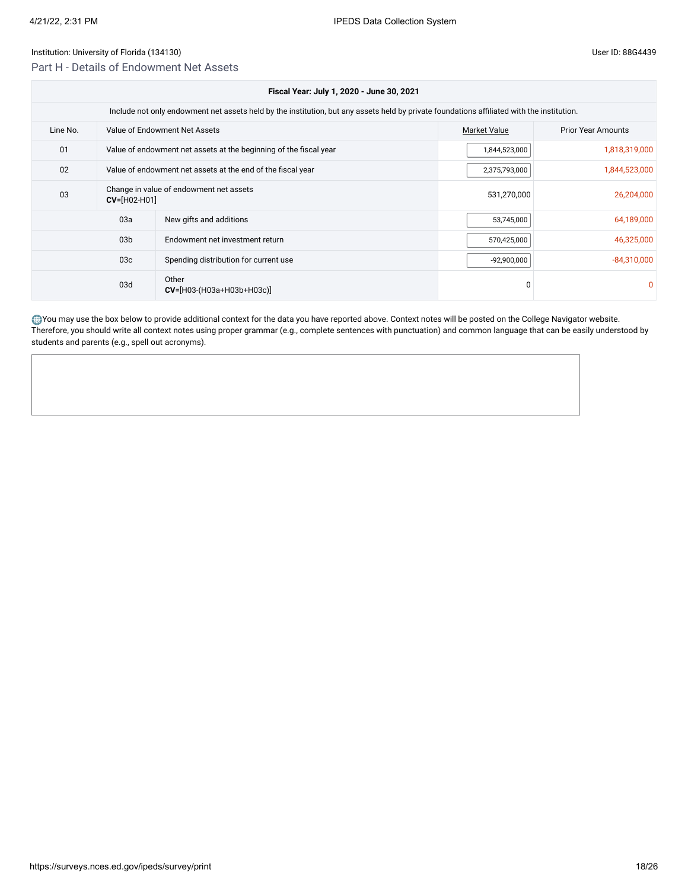Institution: University of Florida (134130)

User ID: 88G4439

## Part H - Details of Endowment Net Assets

| Line No. | | Value of Endowment Net Assets | Market Value | Prior Year Amounts |
|---|---|---|---|---|
| **Fiscal Year: July 1, 2020 - June 30, 2021** | | | | |
| Include not only endowment net assets held by the institution, but any assets held by private foundations affiliated with the institution. | | | | |
| 01 | | Value of endowment net assets at the beginning of the fiscal year | 1,844,523,000 | 1,818,319,000 |
| 02 | | Value of endowment net assets at the end of the fiscal year | 2,375,793,000 | 1,844,523,000 |
| 03 | | Change in value of endowment net assets **CV**=[H02-H01] | 531,270,000 | 26,204,000 |
| | 03a | New gifts and additions | 53,745,000 | 64,189,000 |
| | 03b | Endowment net investment return | 570,425,000 | 46,325,000 |
| | 03c | Spending distribution for current use | -92,900,000 | -84,310,000 |
| | 03d | Other **CV**=[H03-(H03a+H03b+H03c)] | 0 | 0 |

You may use the box below to provide additional context for the data you have reported above. Context notes will be posted on the College Navigator website. Therefore, you should write all context notes using proper grammar (e.g., complete sentences with punctuation) and common language that can be easily understood by students and parents (e.g., spell out acronyms).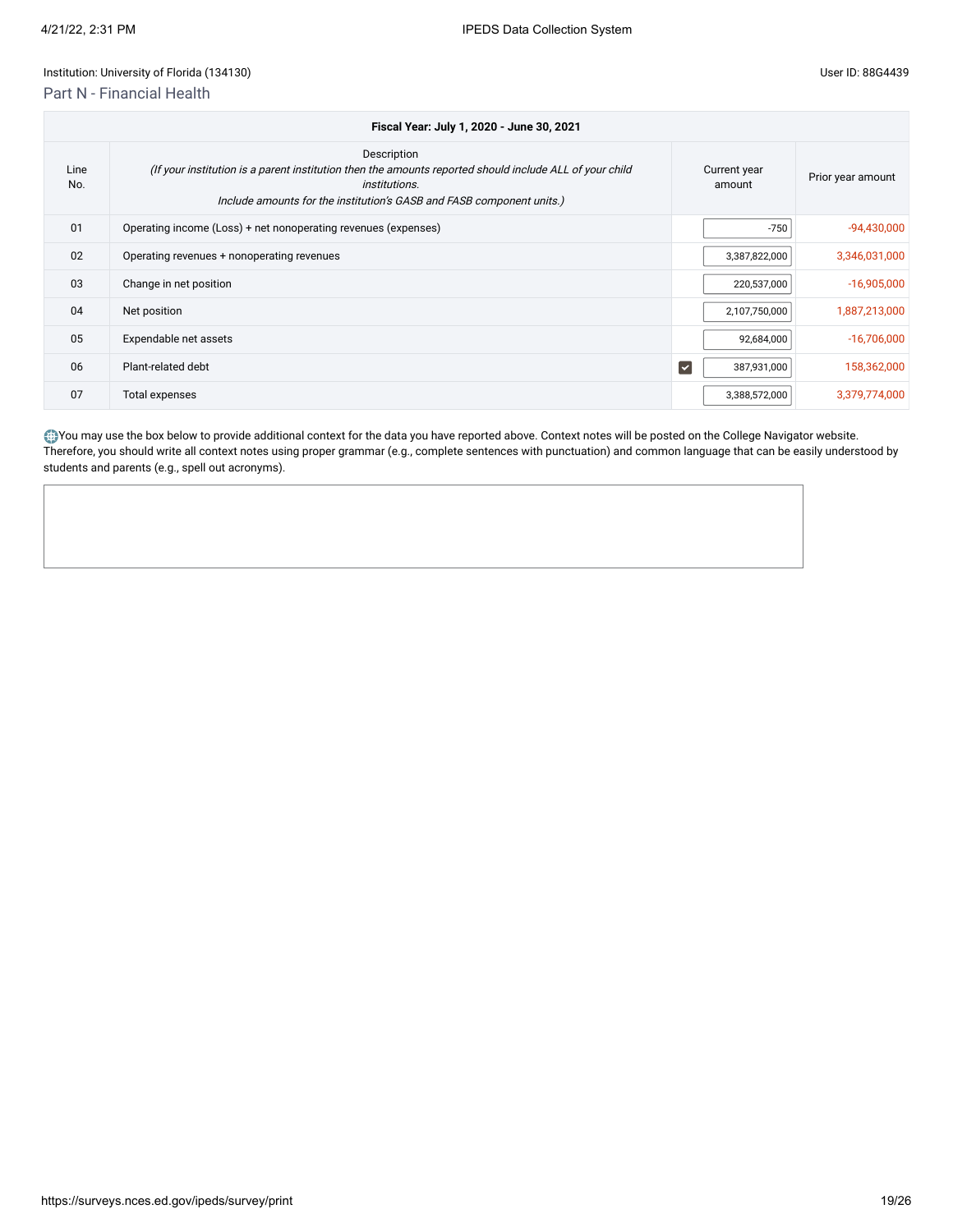Institution: University of Florida (134130)

User ID: 88G4439

## Part N - Financial Health

| Fiscal Year: July 1, 2020 - June 30, 2021 | | | |
|---|---|---|---|
| Line No. | Description<br>*(If your institution is a parent institution then the amounts reported should include ALL of your child institutions.<br>Include amounts for the institution's GASB and FASB component units.)* | Current year amount | Prior year amount |
| 01 | Operating income (Loss) + net nonoperating revenues (expenses) | -750 | -94,430,000 |
| 02 | Operating revenues + nonoperating revenues | 3,387,822,000 | 3,346,031,000 |
| 03 | Change in net position | 220,537,000 | -16,905,000 |
| 04 | Net position | 2,107,750,000 | 1,887,213,000 |
| 05 | Expendable net assets | 92,684,000 | -16,706,000 |
| 06 | Plant-related debt | ☑ 387,931,000 | 158,362,000 |
| 07 | Total expenses | 3,388,572,000 | 3,379,774,000 |

You may use the box below to provide additional context for the data you have reported above. Context notes will be posted on the College Navigator website. Therefore, you should write all context notes using proper grammar (e.g., complete sentences with punctuation) and common language that can be easily understood by students and parents (e.g., spell out acronyms).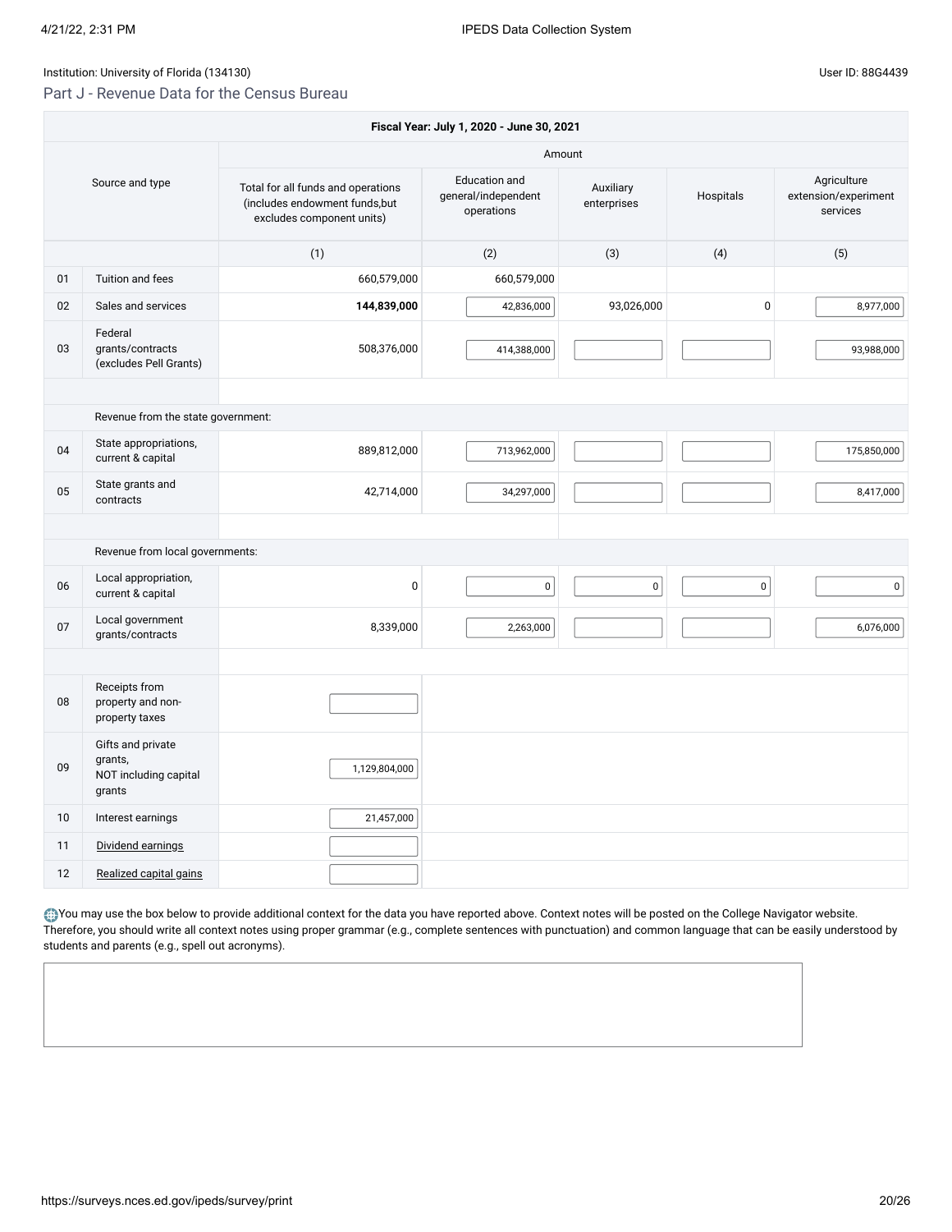Institution: University of Florida (134130)

User ID: 88G4439

## Part J - Revenue Data for the Census Bureau

| Fiscal Year: July 1, 2020 - June 30, 2021 | | | | | | |
|---|---|---|---|---|---|---|
| Source and type | | Amount | | | | |
| | | Total for all funds and operations (includes endowment funds,but excludes component units) | Education and general/independent operations | Auxiliary enterprises | Hospitals | Agriculture extension/experiment services |
| | | (1) | (2) | (3) | (4) | (5) |
| 01 | Tuition and fees | 660,579,000 | 660,579,000 | | | |
| 02 | Sales and services | **144,839,000** | 42,836,000 | 93,026,000 | 0 | 8,977,000 |
| 03 | Federal grants/contracts (excludes Pell Grants) | 508,376,000 | 414,388,000 | | | 93,988,000 |
| | Revenue from the state government: | | | | | |
| 04 | State appropriations, current & capital | 889,812,000 | 713,962,000 | | | 175,850,000 |
| 05 | State grants and contracts | 42,714,000 | 34,297,000 | | | 8,417,000 |
| | Revenue from local governments: | | | | | |
| 06 | Local appropriation, current & capital | 0 | 0 | 0 | 0 | 0 |
| 07 | Local government grants/contracts | 8,339,000 | 2,263,000 | | | 6,076,000 |
| 08 | Receipts from property and non-property taxes | | | | | |
| 09 | Gifts and private grants, NOT including capital grants | 1,129,804,000 | | | | |
| 10 | Interest earnings | 21,457,000 | | | | |
| 11 | Dividend earnings | | | | | |
| 12 | Realized capital gains | | | | | |

You may use the box below to provide additional context for the data you have reported above. Context notes will be posted on the College Navigator website. Therefore, you should write all context notes using proper grammar (e.g., complete sentences with punctuation) and common language that can be easily understood by students and parents (e.g., spell out acronyms).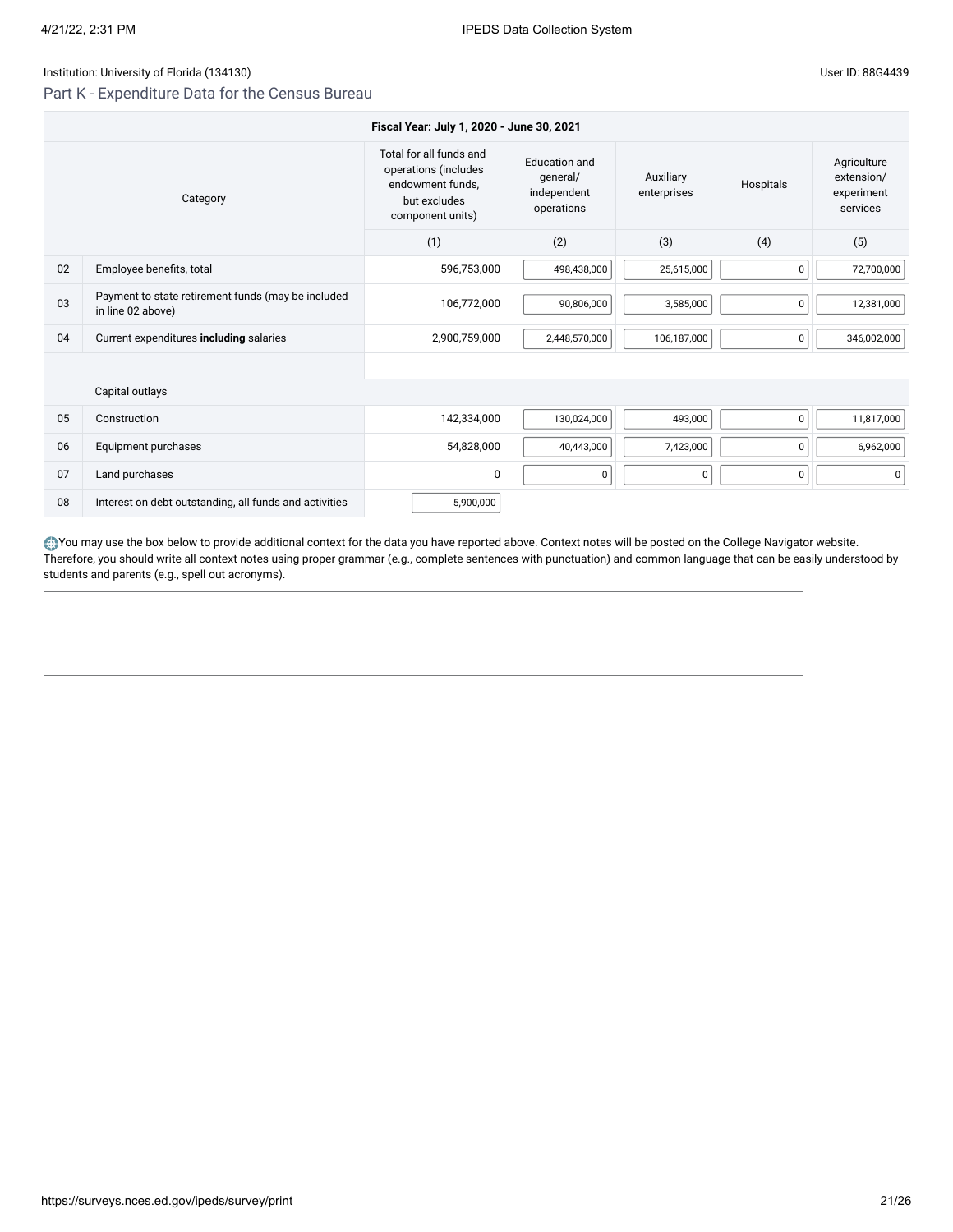Institution: University of Florida (134130)

User ID: 88G4439

## Part K - Expenditure Data for the Census Bureau

| Fiscal Year: July 1, 2020 - June 30, 2021 | | | | | | |
|---|---|---|---|---|---|---|
| | Category | Total for all funds and operations (includes endowment funds, but excludes component units) | Education and general/ independent operations | Auxiliary enterprises | Hospitals | Agriculture extension/ experiment services |
| | | (1) | (2) | (3) | (4) | (5) |
| 02 | Employee benefits, total | 596,753,000 | 498,438,000 | 25,615,000 | 0 | 72,700,000 |
| 03 | Payment to state retirement funds (may be included in line 02 above) | 106,772,000 | 90,806,000 | 3,585,000 | 0 | 12,381,000 |
| 04 | Current expenditures **including** salaries | 2,900,759,000 | 2,448,570,000 | 106,187,000 | 0 | 346,002,000 |
| | | | | | | |
| | Capital outlays | | | | | |
| 05 | Construction | 142,334,000 | 130,024,000 | 493,000 | 0 | 11,817,000 |
| 06 | Equipment purchases | 54,828,000 | 40,443,000 | 7,423,000 | 0 | 6,962,000 |
| 07 | Land purchases | 0 | 0 | 0 | 0 | 0 |
| 08 | Interest on debt outstanding, all funds and activities | 5,900,000 | | | | |

You may use the box below to provide additional context for the data you have reported above. Context notes will be posted on the College Navigator website. Therefore, you should write all context notes using proper grammar (e.g., complete sentences with punctuation) and common language that can be easily understood by students and parents (e.g., spell out acronyms).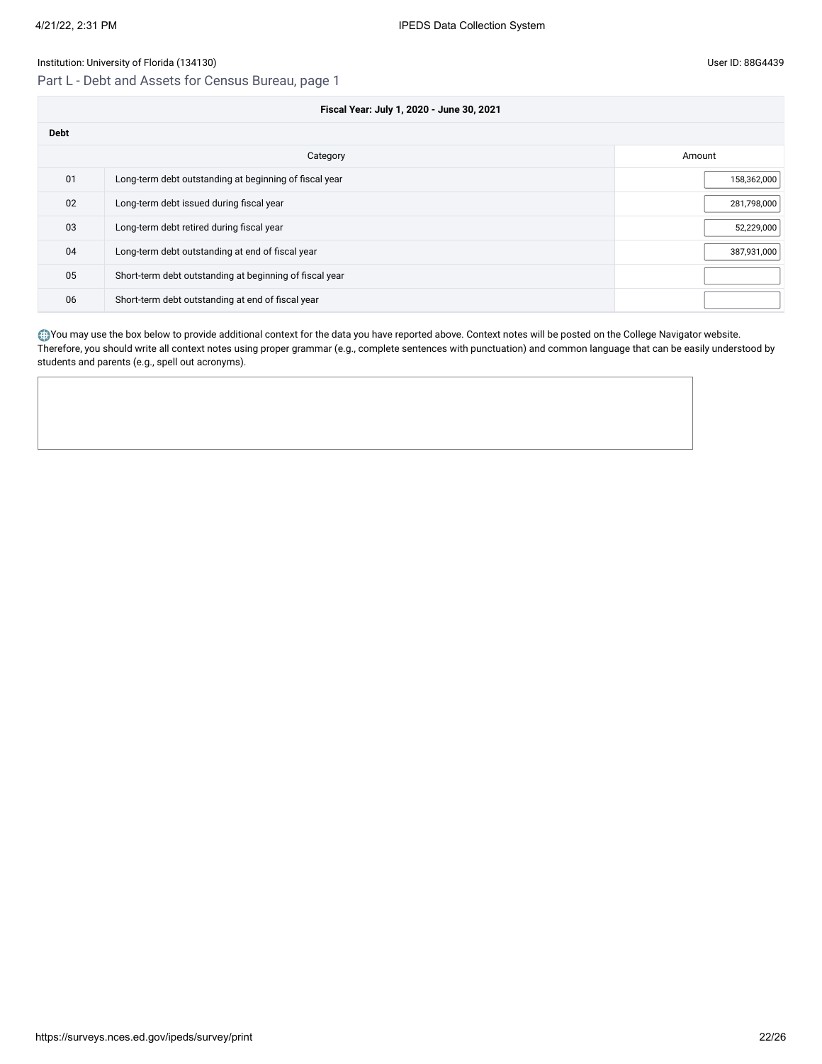Institution: University of Florida (134130)

User ID: 88G4439

## Part L - Debt and Assets for Census Bureau, page 1

| Fiscal Year: July 1, 2020 - June 30, 2021 | | |
|---|---|---|
| **Debt** | | |
| | Category | Amount |
| 01 | Long-term debt outstanding at beginning of fiscal year | 158,362,000 |
| 02 | Long-term debt issued during fiscal year | 281,798,000 |
| 03 | Long-term debt retired during fiscal year | 52,229,000 |
| 04 | Long-term debt outstanding at end of fiscal year | 387,931,000 |
| 05 | Short-term debt outstanding at beginning of fiscal year | |
| 06 | Short-term debt outstanding at end of fiscal year | |

You may use the box below to provide additional context for the data you have reported above. Context notes will be posted on the College Navigator website. Therefore, you should write all context notes using proper grammar (e.g., complete sentences with punctuation) and common language that can be easily understood by students and parents (e.g., spell out acronyms).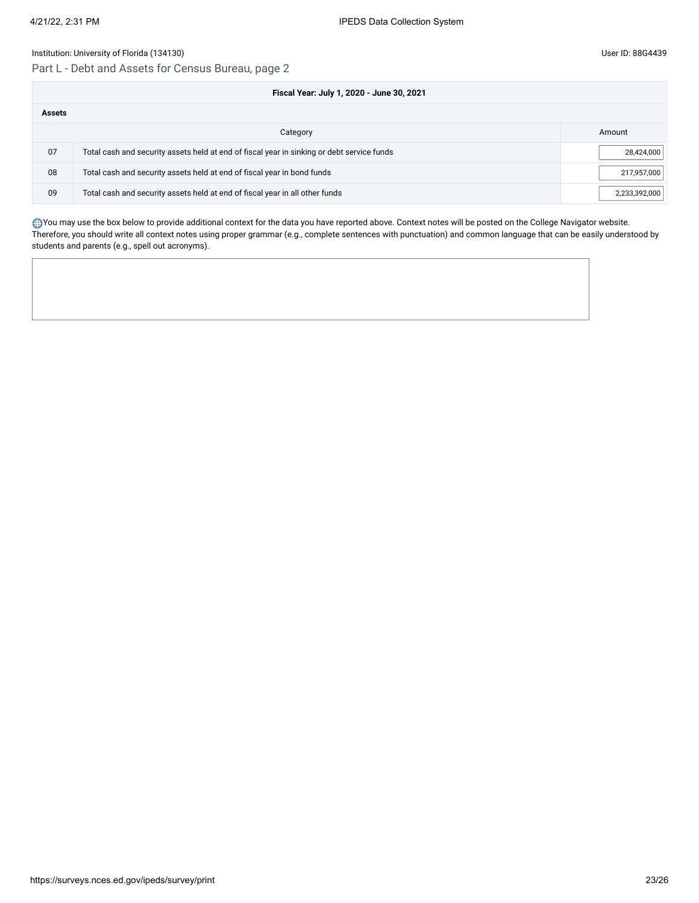Institution: University of Florida (134130)

User ID: 88G4439

## Part L - Debt and Assets for Census Bureau, page 2

| Fiscal Year: July 1, 2020 - June 30, 2021 | | |
|---|---|---|
| **Assets** | | |
| | Category | Amount |
| 07 | Total cash and security assets held at end of fiscal year in sinking or debt service funds | 28,424,000 |
| 08 | Total cash and security assets held at end of fiscal year in bond funds | 217,957,000 |
| 09 | Total cash and security assets held at end of fiscal year in all other funds | 2,233,392,000 |

You may use the box below to provide additional context for the data you have reported above. Context notes will be posted on the College Navigator website. Therefore, you should write all context notes using proper grammar (e.g., complete sentences with punctuation) and common language that can be easily understood by students and parents (e.g., spell out acronyms).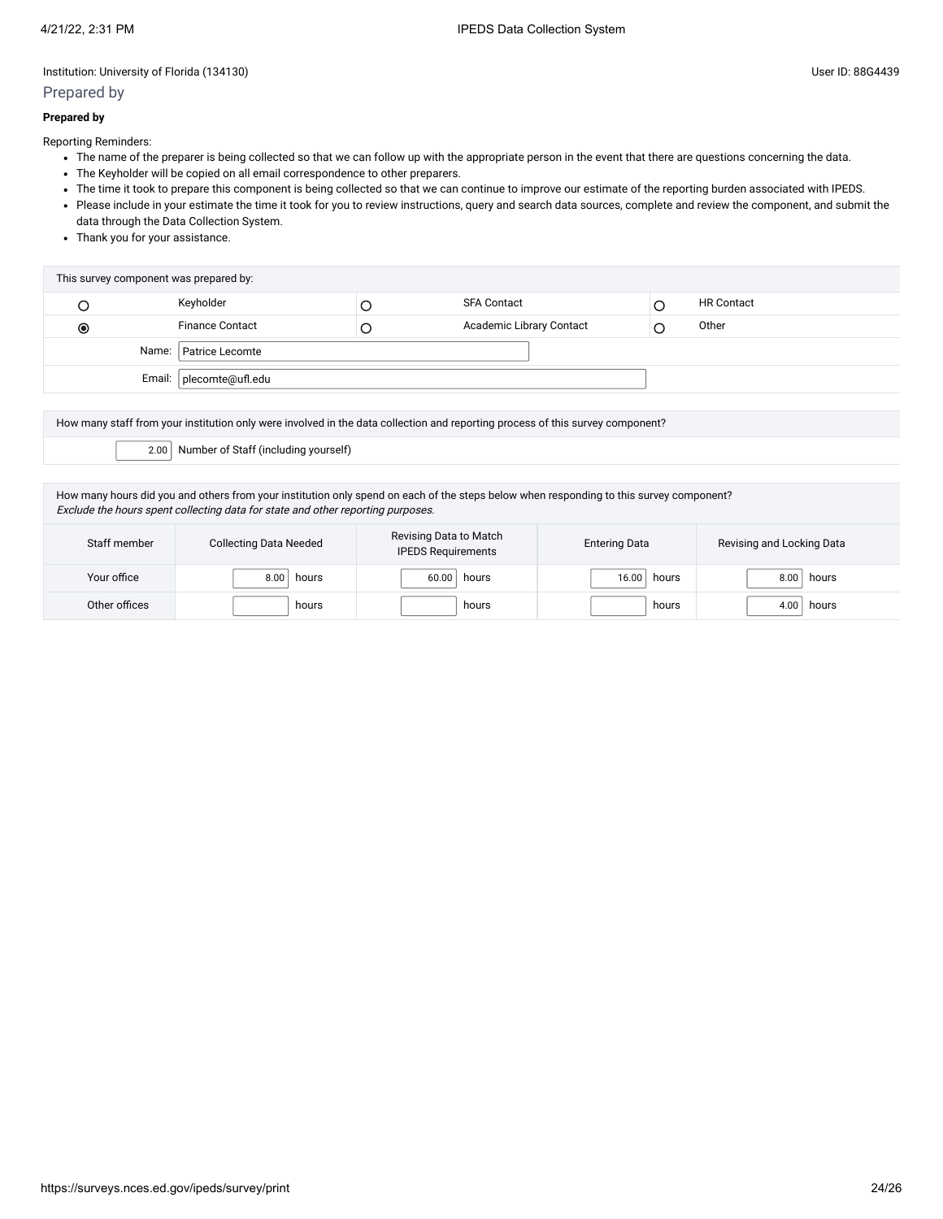Institution: University of Florida (134130)

User ID: 88G4439

## Prepared by

**Prepared by**

Reporting Reminders:

- The name of the preparer is being collected so that we can follow up with the appropriate person in the event that there are questions concerning the data.
- The Keyholder will be copied on all email correspondence to other preparers.
- The time it took to prepare this component is being collected so that we can continue to improve our estimate of the reporting burden associated with IPEDS.
- Please include in your estimate the time it took for you to review instructions, query and search data sources, complete and review the component, and submit the data through the Data Collection System.
- Thank you for your assistance.

| This survey component was prepared by: | | | | | |
|---|---|---|---|---|---|
| ○ | Keyholder | ○ | SFA Contact | ○ | HR Contact |
| ◉ | Finance Contact | ○ | Academic Library Contact | ○ | Other |
| Name: | Patrice Lecomte | | | | |
| Email: | plecomte@ufl.edu | | | | |

How many staff from your institution only were involved in the data collection and reporting process of this survey component?

2.00 Number of Staff (including yourself)

How many hours did you and others from your institution only spend on each of the steps below when responding to this survey component?
*Exclude the hours spent collecting data for state and other reporting purposes.*

| Staff member | Collecting Data Needed | Revising Data to Match IPEDS Requirements | Entering Data | Revising and Locking Data |
|---|---|---|---|---|
| Your office | 8.00 hours | 60.00 hours | 16.00 hours | 8.00 hours |
| Other offices | hours | hours | hours | 4.00 hours |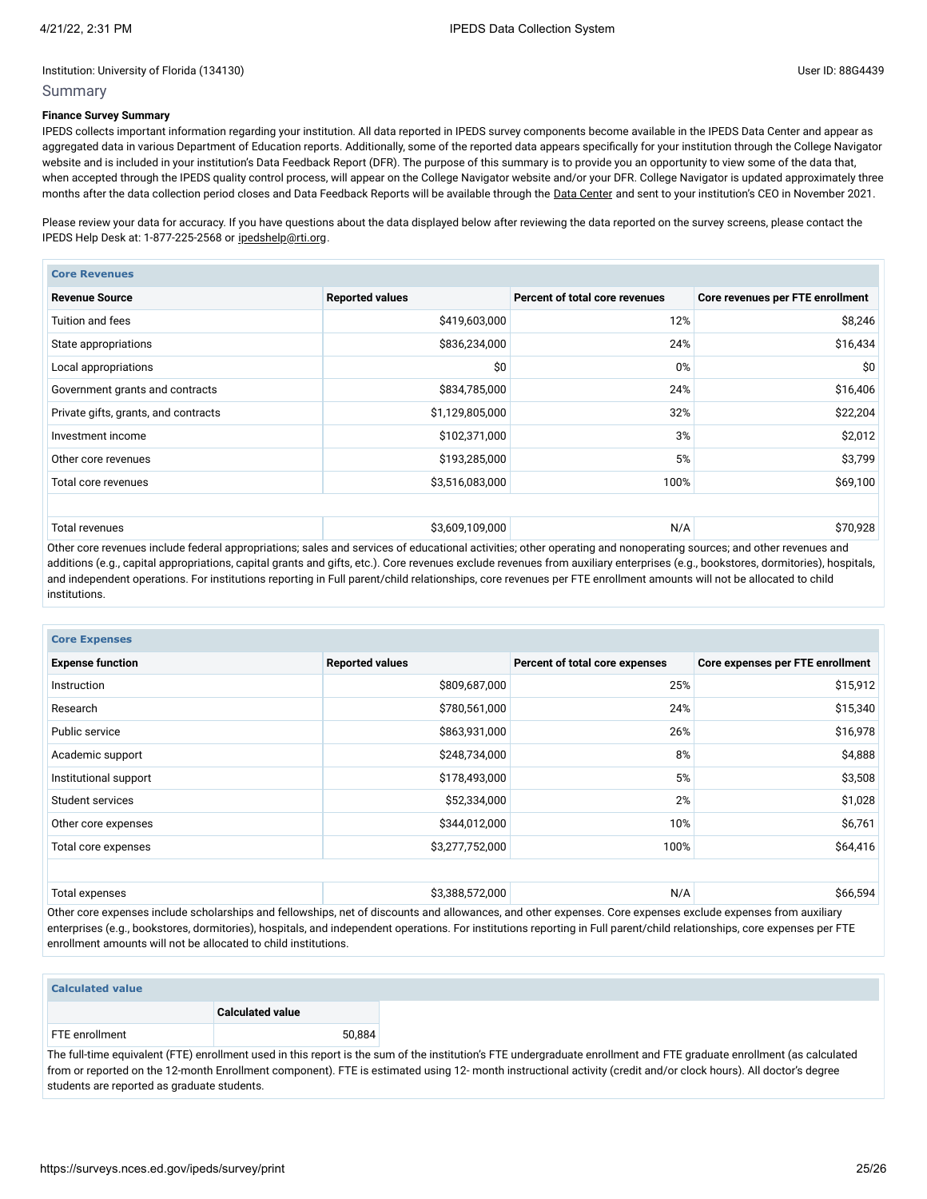Institution: University of Florida (134130)

User ID: 88G4439

## Summary

**Finance Survey Summary**

IPEDS collects important information regarding your institution. All data reported in IPEDS survey components become available in the IPEDS Data Center and appear as aggregated data in various Department of Education reports. Additionally, some of the reported data appears specifically for your institution through the College Navigator website and is included in your institution's Data Feedback Report (DFR). The purpose of this summary is to provide you an opportunity to view some of the data that, when accepted through the IPEDS quality control process, will appear on the College Navigator website and/or your DFR. College Navigator is updated approximately three months after the data collection period closes and Data Feedback Reports will be available through the Data Center and sent to your institution's CEO in November 2021.

Please review your data for accuracy. If you have questions about the data displayed below after reviewing the data reported on the survey screens, please contact the IPEDS Help Desk at: 1-877-225-2568 or ipedshelp@rti.org.

**Core Revenues**

| Revenue Source | Reported values | Percent of total core revenues | Core revenues per FTE enrollment |
|---|---|---|---|
| Tuition and fees | $419,603,000 | 12% | $8,246 |
| State appropriations | $836,234,000 | 24% | $16,434 |
| Local appropriations | $0 | 0% | $0 |
| Government grants and contracts | $834,785,000 | 24% | $16,406 |
| Private gifts, grants, and contracts | $1,129,805,000 | 32% | $22,204 |
| Investment income | $102,371,000 | 3% | $2,012 |
| Other core revenues | $193,285,000 | 5% | $3,799 |
| Total core revenues | $3,516,083,000 | 100% | $69,100 |
| | | | |
| Total revenues | $3,609,109,000 | N/A | $70,928 |

Other core revenues include federal appropriations; sales and services of educational activities; other operating and nonoperating sources; and other revenues and additions (e.g., capital appropriations, capital grants and gifts, etc.). Core revenues exclude revenues from auxiliary enterprises (e.g., bookstores, dormitories), hospitals, and independent operations. For institutions reporting in Full parent/child relationships, core revenues per FTE enrollment amounts will not be allocated to child institutions.

**Core Expenses**

| Expense function | Reported values | Percent of total core expenses | Core expenses per FTE enrollment |
|---|---|---|---|
| Instruction | $809,687,000 | 25% | $15,912 |
| Research | $780,561,000 | 24% | $15,340 |
| Public service | $863,931,000 | 26% | $16,978 |
| Academic support | $248,734,000 | 8% | $4,888 |
| Institutional support | $178,493,000 | 5% | $3,508 |
| Student services | $52,334,000 | 2% | $1,028 |
| Other core expenses | $344,012,000 | 10% | $6,761 |
| Total core expenses | $3,277,752,000 | 100% | $64,416 |
| | | | |
| Total expenses | $3,388,572,000 | N/A | $66,594 |

Other core expenses include scholarships and fellowships, net of discounts and allowances, and other expenses. Core expenses exclude expenses from auxiliary enterprises (e.g., bookstores, dormitories), hospitals, and independent operations. For institutions reporting in Full parent/child relationships, core expenses per FTE enrollment amounts will not be allocated to child institutions.

**Calculated value**

| | Calculated value |
|---|---|
| FTE enrollment | 50,884 |

The full-time equivalent (FTE) enrollment used in this report is the sum of the institution's FTE undergraduate enrollment and FTE graduate enrollment (as calculated from or reported on the 12-month Enrollment component). FTE is estimated using 12- month instructional activity (credit and/or clock hours). All doctor's degree students are reported as graduate students.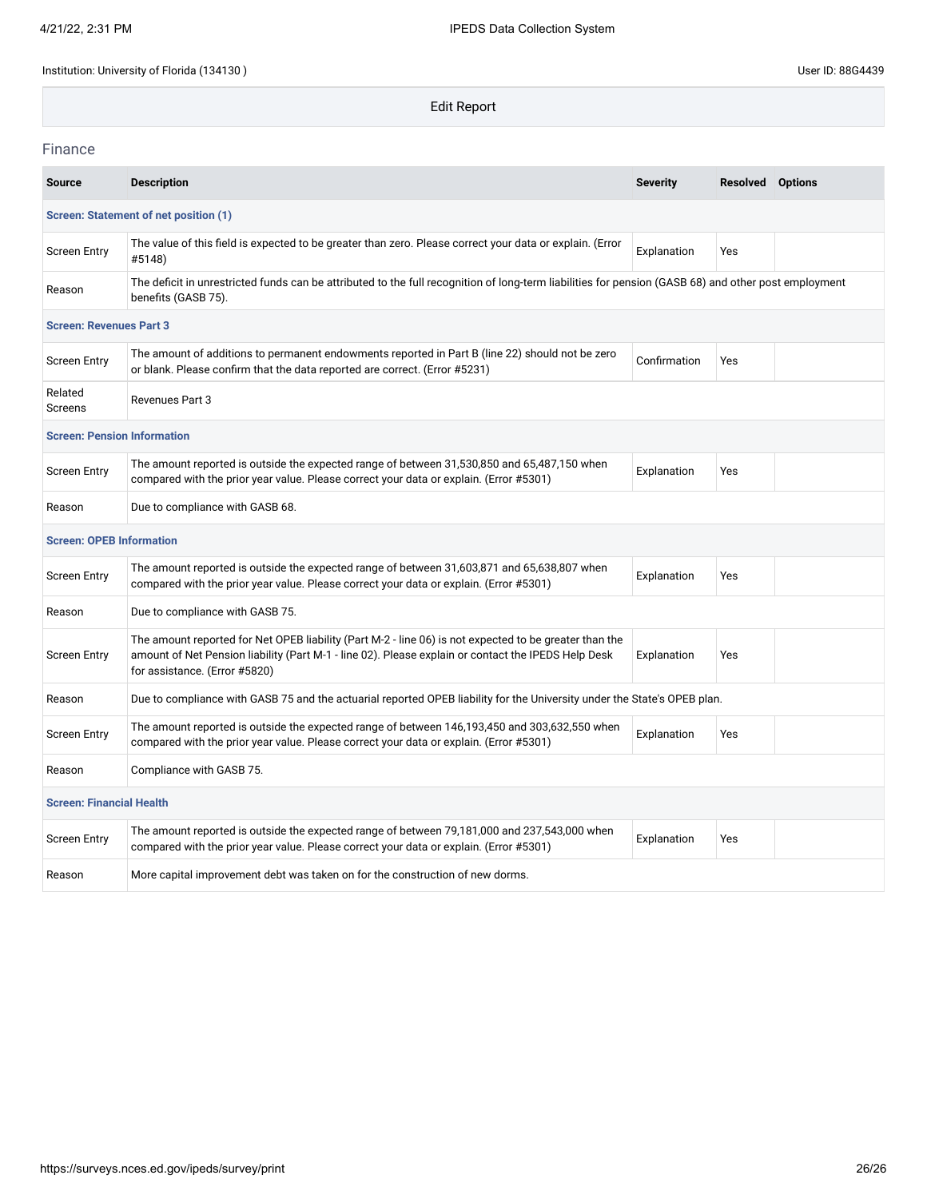Institution: University of Florida (134130 )

User ID: 88G4439

Edit Report

## Finance

| Source | Description | Severity | Resolved | Options |
|---|---|---|---|---|
| **Screen: Statement of net position (1)** | | | | |
| Screen Entry | The value of this field is expected to be greater than zero. Please correct your data or explain. (Error #5148) | Explanation | Yes | |
| Reason | The deficit in unrestricted funds can be attributed to the full recognition of long-term liabilities for pension (GASB 68) and other post employment benefits (GASB 75). | | | |
| **Screen: Revenues Part 3** | | | | |
| Screen Entry | The amount of additions to permanent endowments reported in Part B (line 22) should not be zero or blank. Please confirm that the data reported are correct. (Error #5231) | Confirmation | Yes | |
| Related Screens | Revenues Part 3 | | | |
| **Screen: Pension Information** | | | | |
| Screen Entry | The amount reported is outside the expected range of between 31,530,850 and 65,487,150 when compared with the prior year value. Please correct your data or explain. (Error #5301) | Explanation | Yes | |
| Reason | Due to compliance with GASB 68. | | | |
| **Screen: OPEB Information** | | | | |
| Screen Entry | The amount reported is outside the expected range of between 31,603,871 and 65,638,807 when compared with the prior year value. Please correct your data or explain. (Error #5301) | Explanation | Yes | |
| Reason | Due to compliance with GASB 75. | | | |
| Screen Entry | The amount reported for Net OPEB liability (Part M-2 - line 06) is not expected to be greater than the amount of Net Pension liability (Part M-1 - line 02). Please explain or contact the IPEDS Help Desk for assistance. (Error #5820) | Explanation | Yes | |
| Reason | Due to compliance with GASB 75 and the actuarial reported OPEB liability for the University under the State's OPEB plan. | | | |
| Screen Entry | The amount reported is outside the expected range of between 146,193,450 and 303,632,550 when compared with the prior year value. Please correct your data or explain. (Error #5301) | Explanation | Yes | |
| Reason | Compliance with GASB 75. | | | |
| **Screen: Financial Health** | | | | |
| Screen Entry | The amount reported is outside the expected range of between 79,181,000 and 237,543,000 when compared with the prior year value. Please correct your data or explain. (Error #5301) | Explanation | Yes | |
| Reason | More capital improvement debt was taken on for the construction of new dorms. | | | |